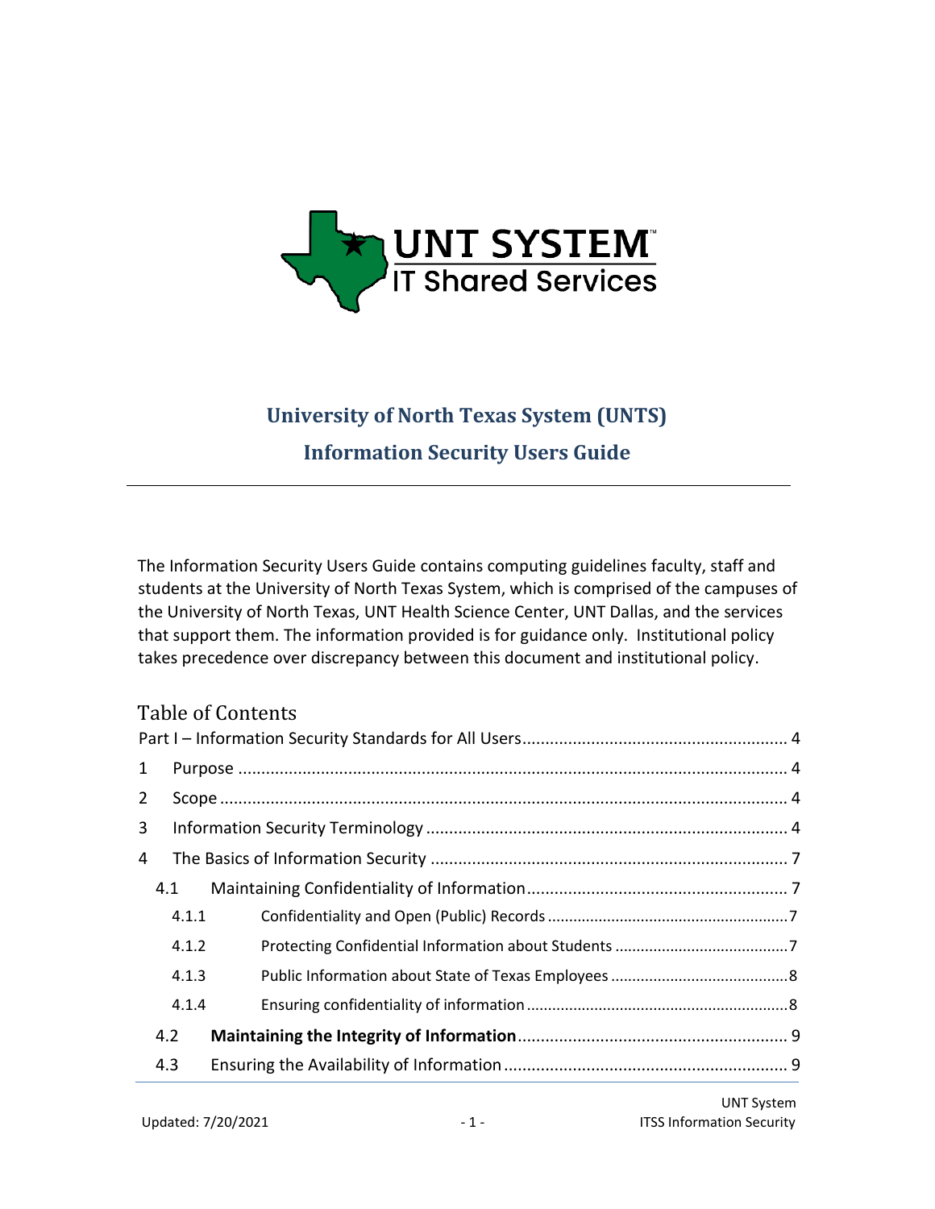# University of North Texas System (UNTS)

## Information Security Users Guide

---

The Information Security Users Guide contains computing guidelines faculty, staff and students at the University of North Texas System, which is comprised of the campuses of the University of North Texas, UNT Health Science Center, UNT Dallas, and the services that support them. The information provided is for guidance only. Institutional policy takes precedence over discrepancy between this document and institutional policy.

## Table of Contents

Part I – Information Security Standards for All Users ..... 4

1 Purpose ..... 4

2 Scope ..... 4

3 Information Security Terminology ..... 4

4 The Basics of Information Security ..... 7

- 4.1 Maintaining Confidentiality of Information ..... 7
  - 4.1.1 Confidentiality and Open (Public) Records ..... 7
  - 4.1.2 Protecting Confidential Information about Students ..... 7
  - 4.1.3 Public Information about State of Texas Employees ..... 8
  - 4.1.4 Ensuring confidentiality of information ..... 8
- 4.2 **Maintaining the Integrity of Information** ..... 9
- 4.3 Ensuring the Availability of Information ..... 9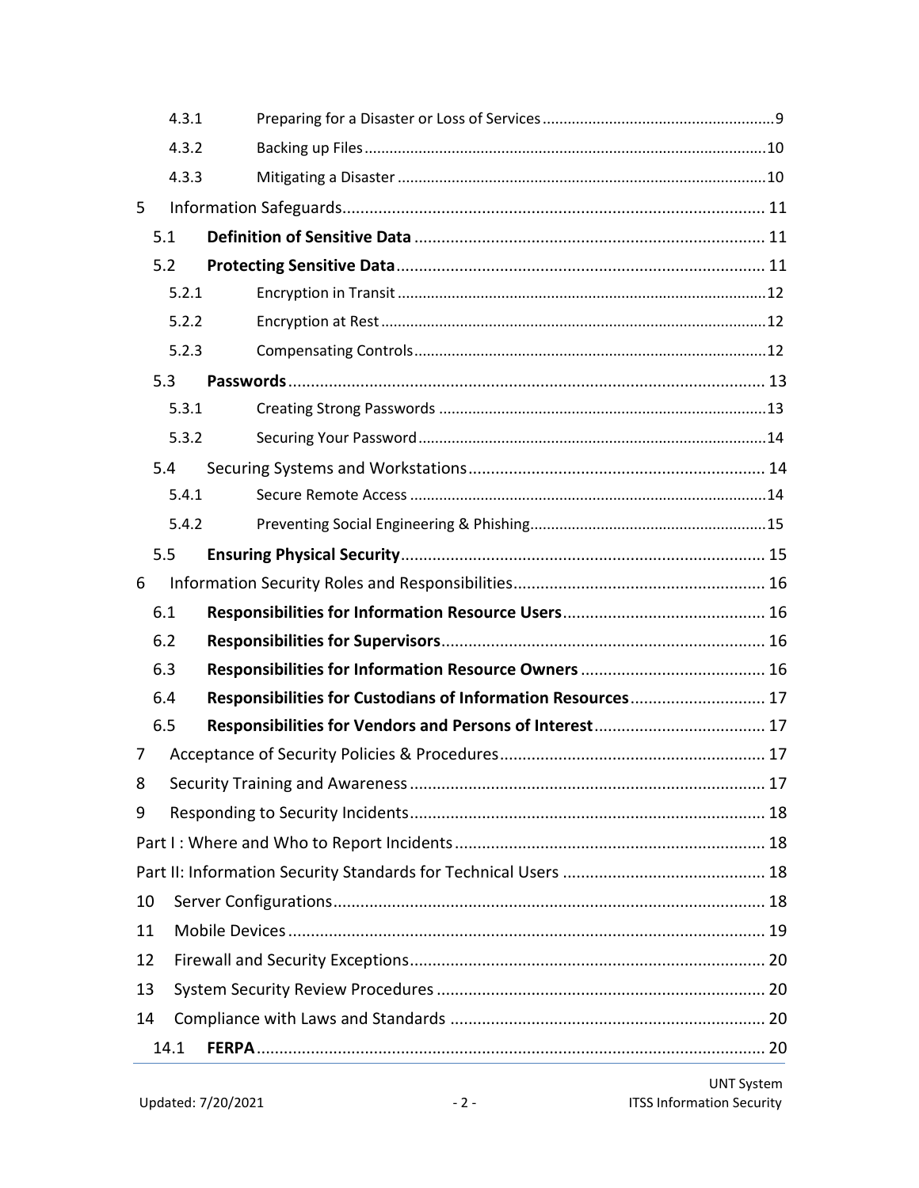- 4.3.1 Preparing for a Disaster or Loss of Services ..... 9
- 4.3.2 Backing up Files ..... 10
- 4.3.3 Mitigating a Disaster ..... 10

5 Information Safeguards ..... 11

- 5.1 **Definition of Sensitive Data** ..... 11
- 5.2 **Protecting Sensitive Data** ..... 11
  - 5.2.1 Encryption in Transit ..... 12
  - 5.2.2 Encryption at Rest ..... 12
  - 5.2.3 Compensating Controls ..... 12
- 5.3 **Passwords** ..... 13
  - 5.3.1 Creating Strong Passwords ..... 13
  - 5.3.2 Securing Your Password ..... 14
- 5.4 Securing Systems and Workstations ..... 14
  - 5.4.1 Secure Remote Access ..... 14
  - 5.4.2 Preventing Social Engineering & Phishing ..... 15
- 5.5 **Ensuring Physical Security** ..... 15

6 Information Security Roles and Responsibilities ..... 16

- 6.1 **Responsibilities for Information Resource Users** ..... 16
- 6.2 **Responsibilities for Supervisors** ..... 16
- 6.3 **Responsibilities for Information Resource Owners** ..... 16
- 6.4 **Responsibilities for Custodians of Information Resources** ..... 17
- 6.5 **Responsibilities for Vendors and Persons of Interest** ..... 17

7 Acceptance of Security Policies & Procedures ..... 17

8 Security Training and Awareness ..... 17

9 Responding to Security Incidents ..... 18

Part I : Where and Who to Report Incidents ..... 18

Part II: Information Security Standards for Technical Users ..... 18

10 Server Configurations ..... 18

11 Mobile Devices ..... 19

12 Firewall and Security Exceptions ..... 20

13 System Security Review Procedures ..... 20

14 Compliance with Laws and Standards ..... 20

- 14.1 **FERPA** ..... 20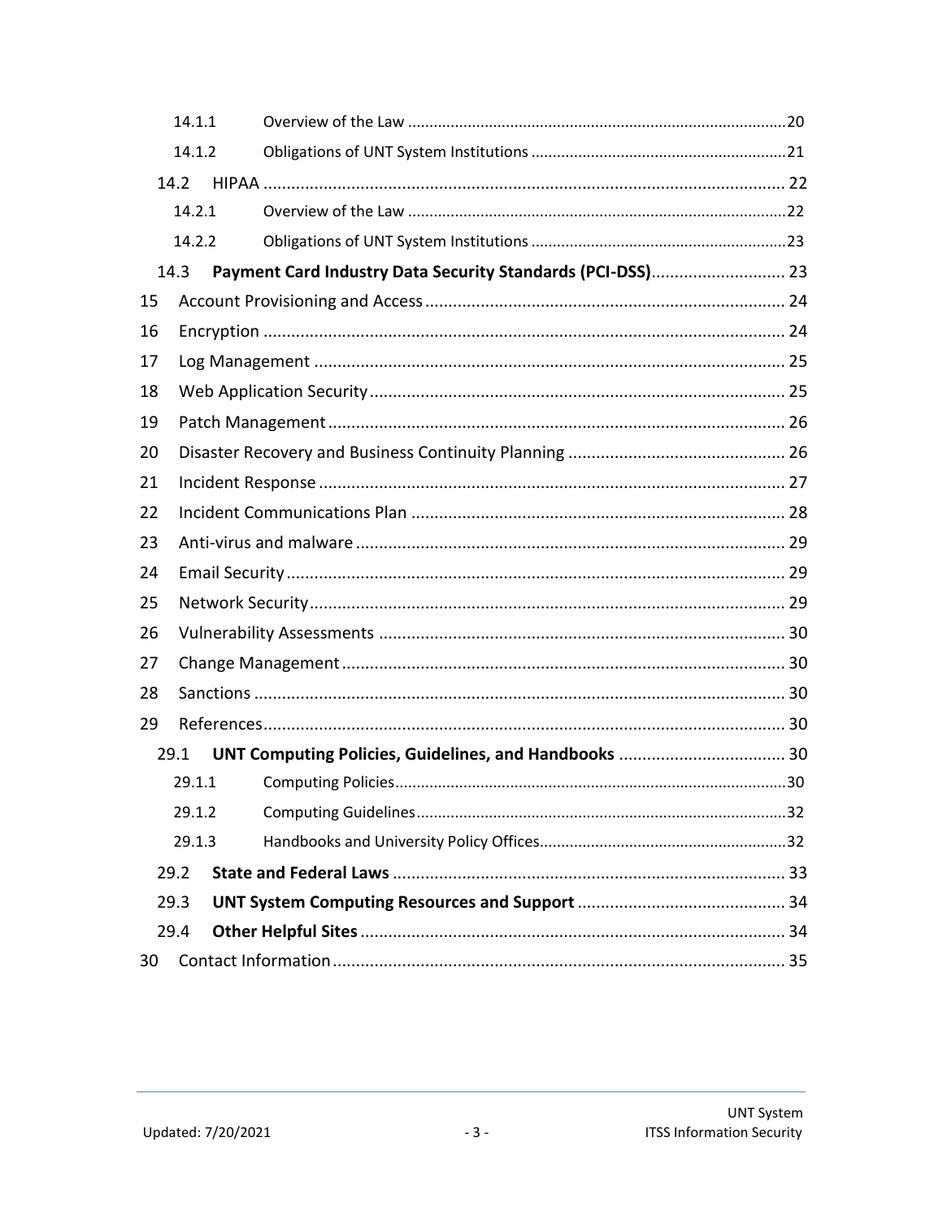14.1.1 Overview of the Law ........................................................................................20

14.1.2 Obligations of UNT System Institutions ...........................................................21

14.2 HIPAA ................................................................................................................. 22

14.2.1 Overview of the Law ........................................................................................22

14.2.2 Obligations of UNT System Institutions ...........................................................23

14.3 **Payment Card Industry Data Security Standards (PCI-DSS)**............................. 23

15 Account Provisioning and Access ............................................................................ 24

16 Encryption ................................................................................................................ 24

17 Log Management ..................................................................................................... 25

18 Web Application Security ......................................................................................... 25

19 Patch Management .................................................................................................. 26

20 Disaster Recovery and Business Continuity Planning .............................................. 26

21 Incident Response .................................................................................................... 27

22 Incident Communications Plan ................................................................................ 28

23 Anti-virus and malware ............................................................................................ 29

24 Email Security ........................................................................................................... 29

25 Network Security ...................................................................................................... 29

26 Vulnerability Assessments ........................................................................................ 30

27 Change Management ................................................................................................ 30

28 Sanctions .................................................................................................................. 30

29 References ................................................................................................................. 30

29.1 **UNT Computing Policies, Guidelines, and Handbooks** .................................... 30

29.1.1 Computing Policies ..........................................................................................30

29.1.2 Computing Guidelines .....................................................................................32

29.1.3 Handbooks and University Policy Offices .........................................................32

29.2 **State and Federal Laws** ..................................................................................... 33

29.3 **UNT System Computing Resources and Support** ............................................. 34

29.4 **Other Helpful Sites** ........................................................................................... 34

30 Contact Information .................................................................................................. 35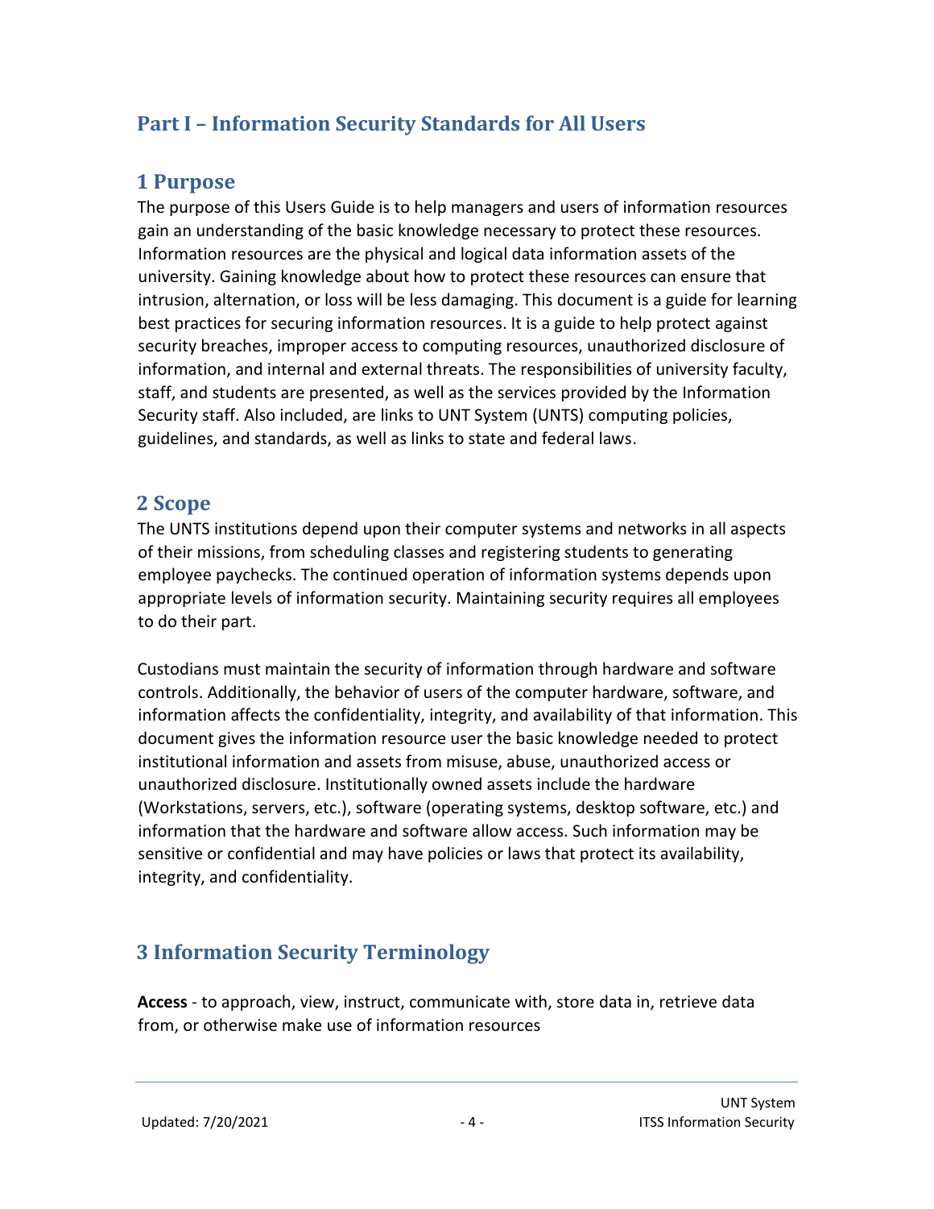# Part I – Information Security Standards for All Users

## 1 Purpose

The purpose of this Users Guide is to help managers and users of information resources gain an understanding of the basic knowledge necessary to protect these resources. Information resources are the physical and logical data information assets of the university. Gaining knowledge about how to protect these resources can ensure that intrusion, alternation, or loss will be less damaging. This document is a guide for learning best practices for securing information resources. It is a guide to help protect against security breaches, improper access to computing resources, unauthorized disclosure of information, and internal and external threats. The responsibilities of university faculty, staff, and students are presented, as well as the services provided by the Information Security staff. Also included, are links to UNT System (UNTS) computing policies, guidelines, and standards, as well as links to state and federal laws.

## 2 Scope

The UNTS institutions depend upon their computer systems and networks in all aspects of their missions, from scheduling classes and registering students to generating employee paychecks. The continued operation of information systems depends upon appropriate levels of information security. Maintaining security requires all employees to do their part.

Custodians must maintain the security of information through hardware and software controls. Additionally, the behavior of users of the computer hardware, software, and information affects the confidentiality, integrity, and availability of that information. This document gives the information resource user the basic knowledge needed to protect institutional information and assets from misuse, abuse, unauthorized access or unauthorized disclosure. Institutionally owned assets include the hardware (Workstations, servers, etc.), software (operating systems, desktop software, etc.) and information that the hardware and software allow access. Such information may be sensitive or confidential and may have policies or laws that protect its availability, integrity, and confidentiality.

## 3 Information Security Terminology

**Access** - to approach, view, instruct, communicate with, store data in, retrieve data from, or otherwise make use of information resources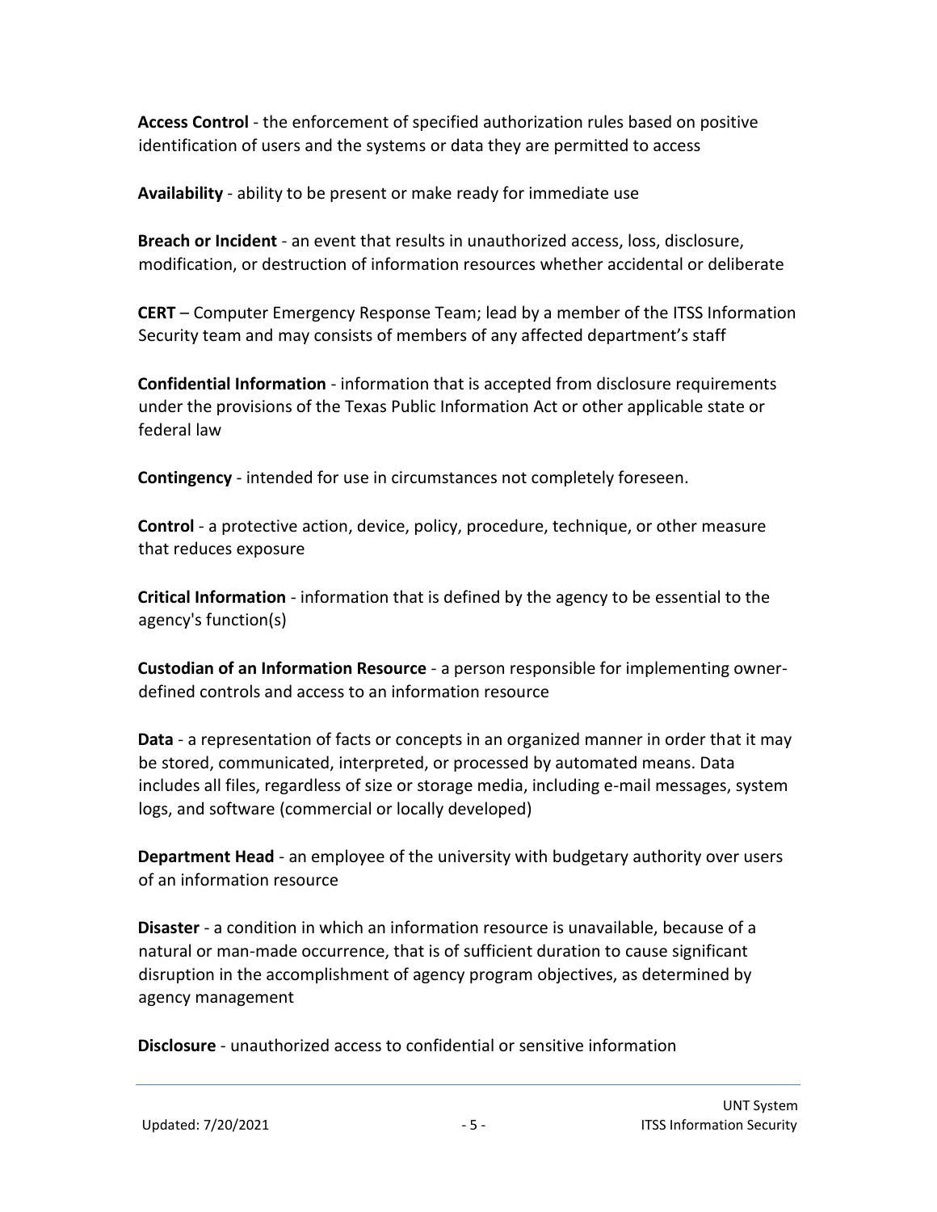**Access Control** - the enforcement of specified authorization rules based on positive identification of users and the systems or data they are permitted to access

**Availability** - ability to be present or make ready for immediate use

**Breach or Incident** - an event that results in unauthorized access, loss, disclosure, modification, or destruction of information resources whether accidental or deliberate

**CERT** – Computer Emergency Response Team; lead by a member of the ITSS Information Security team and may consists of members of any affected department's staff

**Confidential Information** - information that is accepted from disclosure requirements under the provisions of the Texas Public Information Act or other applicable state or federal law

**Contingency** - intended for use in circumstances not completely foreseen.

**Control** - a protective action, device, policy, procedure, technique, or other measure that reduces exposure

**Critical Information** - information that is defined by the agency to be essential to the agency's function(s)

**Custodian of an Information Resource** - a person responsible for implementing owner-defined controls and access to an information resource

**Data** - a representation of facts or concepts in an organized manner in order that it may be stored, communicated, interpreted, or processed by automated means. Data includes all files, regardless of size or storage media, including e-mail messages, system logs, and software (commercial or locally developed)

**Department Head** - an employee of the university with budgetary authority over users of an information resource

**Disaster** - a condition in which an information resource is unavailable, because of a natural or man-made occurrence, that is of sufficient duration to cause significant disruption in the accomplishment of agency program objectives, as determined by agency management

**Disclosure** - unauthorized access to confidential or sensitive information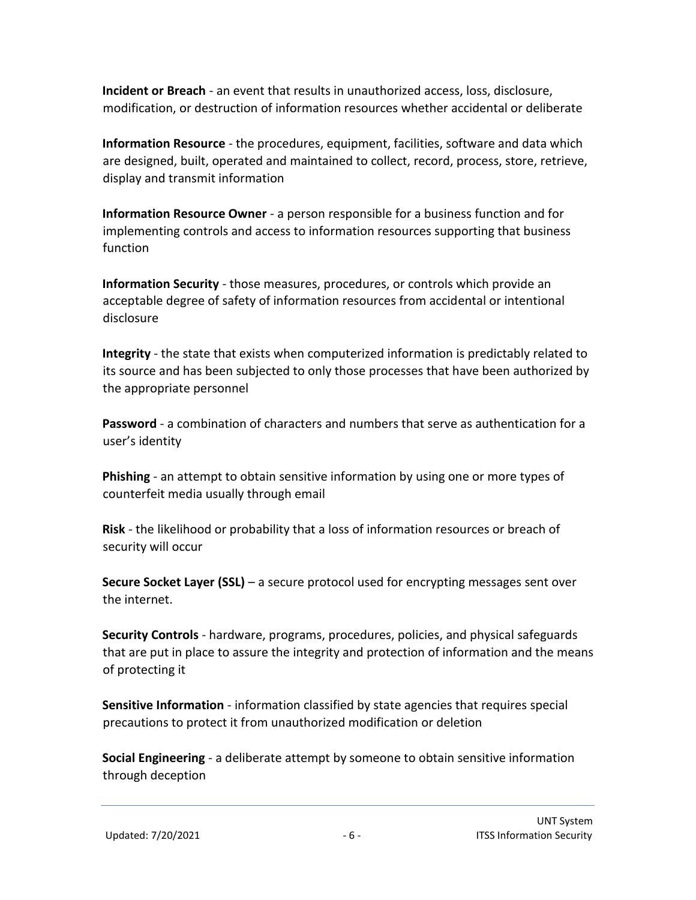**Incident or Breach** - an event that results in unauthorized access, loss, disclosure, modification, or destruction of information resources whether accidental or deliberate

**Information Resource** - the procedures, equipment, facilities, software and data which are designed, built, operated and maintained to collect, record, process, store, retrieve, display and transmit information

**Information Resource Owner** - a person responsible for a business function and for implementing controls and access to information resources supporting that business function

**Information Security** - those measures, procedures, or controls which provide an acceptable degree of safety of information resources from accidental or intentional disclosure

**Integrity** - the state that exists when computerized information is predictably related to its source and has been subjected to only those processes that have been authorized by the appropriate personnel

**Password** - a combination of characters and numbers that serve as authentication for a user's identity

**Phishing** - an attempt to obtain sensitive information by using one or more types of counterfeit media usually through email

**Risk** - the likelihood or probability that a loss of information resources or breach of security will occur

**Secure Socket Layer (SSL)** – a secure protocol used for encrypting messages sent over the internet.

**Security Controls** - hardware, programs, procedures, policies, and physical safeguards that are put in place to assure the integrity and protection of information and the means of protecting it

**Sensitive Information** - information classified by state agencies that requires special precautions to protect it from unauthorized modification or deletion

**Social Engineering** - a deliberate attempt by someone to obtain sensitive information through deception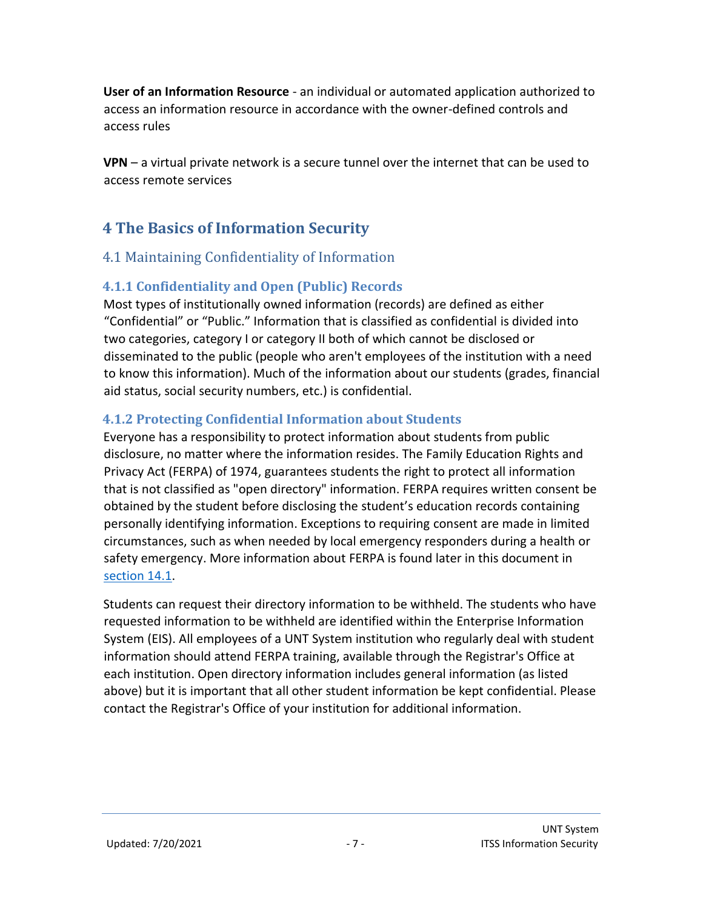**User of an Information Resource** - an individual or automated application authorized to access an information resource in accordance with the owner-defined controls and access rules

**VPN** – a virtual private network is a secure tunnel over the internet that can be used to access remote services

# 4 The Basics of Information Security

## 4.1 Maintaining Confidentiality of Information

### 4.1.1 Confidentiality and Open (Public) Records

Most types of institutionally owned information (records) are defined as either "Confidential" or "Public." Information that is classified as confidential is divided into two categories, category I or category II both of which cannot be disclosed or disseminated to the public (people who aren't employees of the institution with a need to know this information). Much of the information about our students (grades, financial aid status, social security numbers, etc.) is confidential.

### 4.1.2 Protecting Confidential Information about Students

Everyone has a responsibility to protect information about students from public disclosure, no matter where the information resides. The Family Education Rights and Privacy Act (FERPA) of 1974, guarantees students the right to protect all information that is not classified as "open directory" information. FERPA requires written consent be obtained by the student before disclosing the student's education records containing personally identifying information. Exceptions to requiring consent are made in limited circumstances, such as when needed by local emergency responders during a health or safety emergency. More information about FERPA is found later in this document in section 14.1.

Students can request their directory information to be withheld. The students who have requested information to be withheld are identified within the Enterprise Information System (EIS). All employees of a UNT System institution who regularly deal with student information should attend FERPA training, available through the Registrar's Office at each institution. Open directory information includes general information (as listed above) but it is important that all other student information be kept confidential. Please contact the Registrar's Office of your institution for additional information.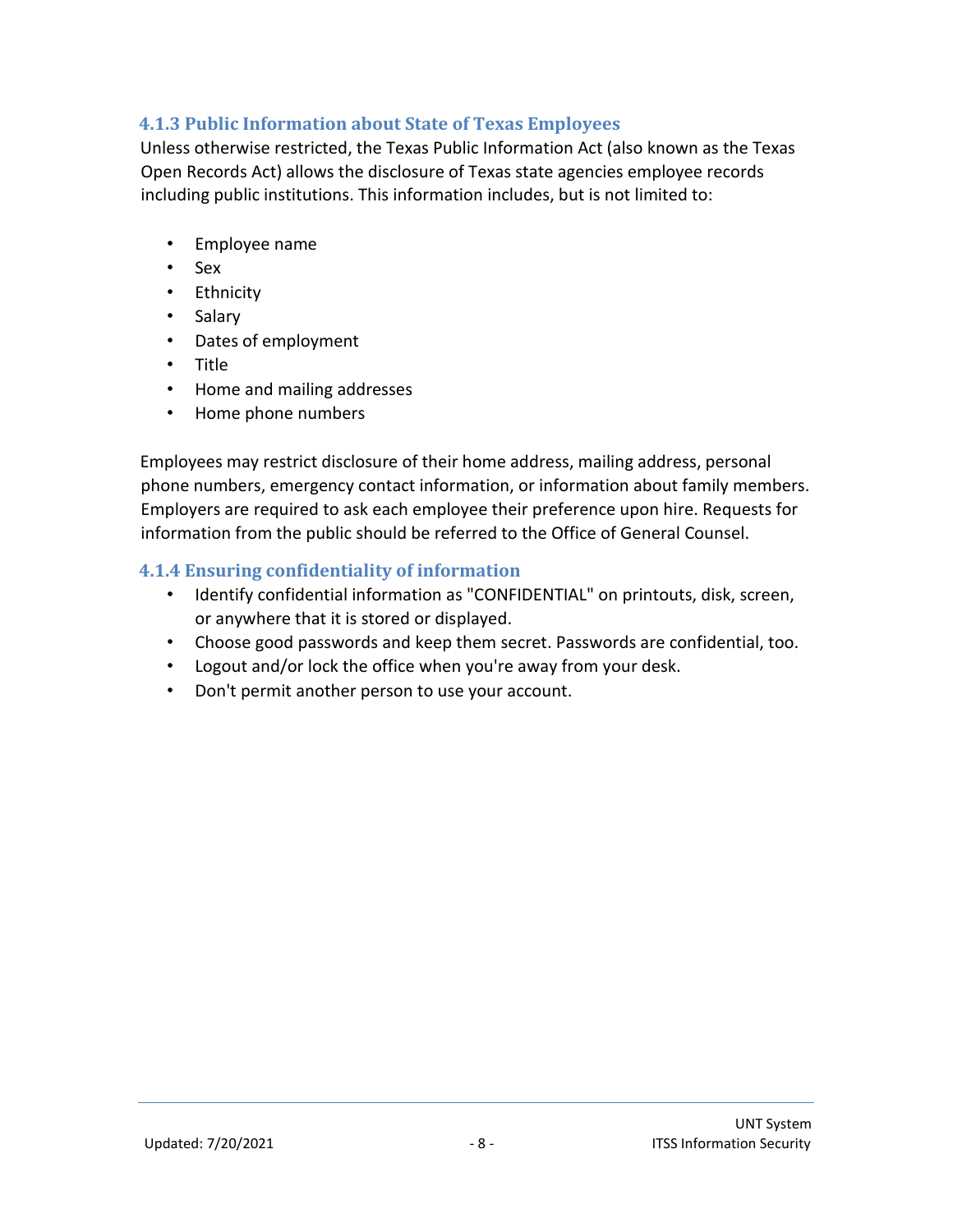### 4.1.3 Public Information about State of Texas Employees

Unless otherwise restricted, the Texas Public Information Act (also known as the Texas Open Records Act) allows the disclosure of Texas state agencies employee records including public institutions. This information includes, but is not limited to:

- Employee name
- Sex
- Ethnicity
- Salary
- Dates of employment
- Title
- Home and mailing addresses
- Home phone numbers

Employees may restrict disclosure of their home address, mailing address, personal phone numbers, emergency contact information, or information about family members. Employers are required to ask each employee their preference upon hire. Requests for information from the public should be referred to the Office of General Counsel.

### 4.1.4 Ensuring confidentiality of information

- Identify confidential information as "CONFIDENTIAL" on printouts, disk, screen, or anywhere that it is stored or displayed.
- Choose good passwords and keep them secret. Passwords are confidential, too.
- Logout and/or lock the office when you're away from your desk.
- Don't permit another person to use your account.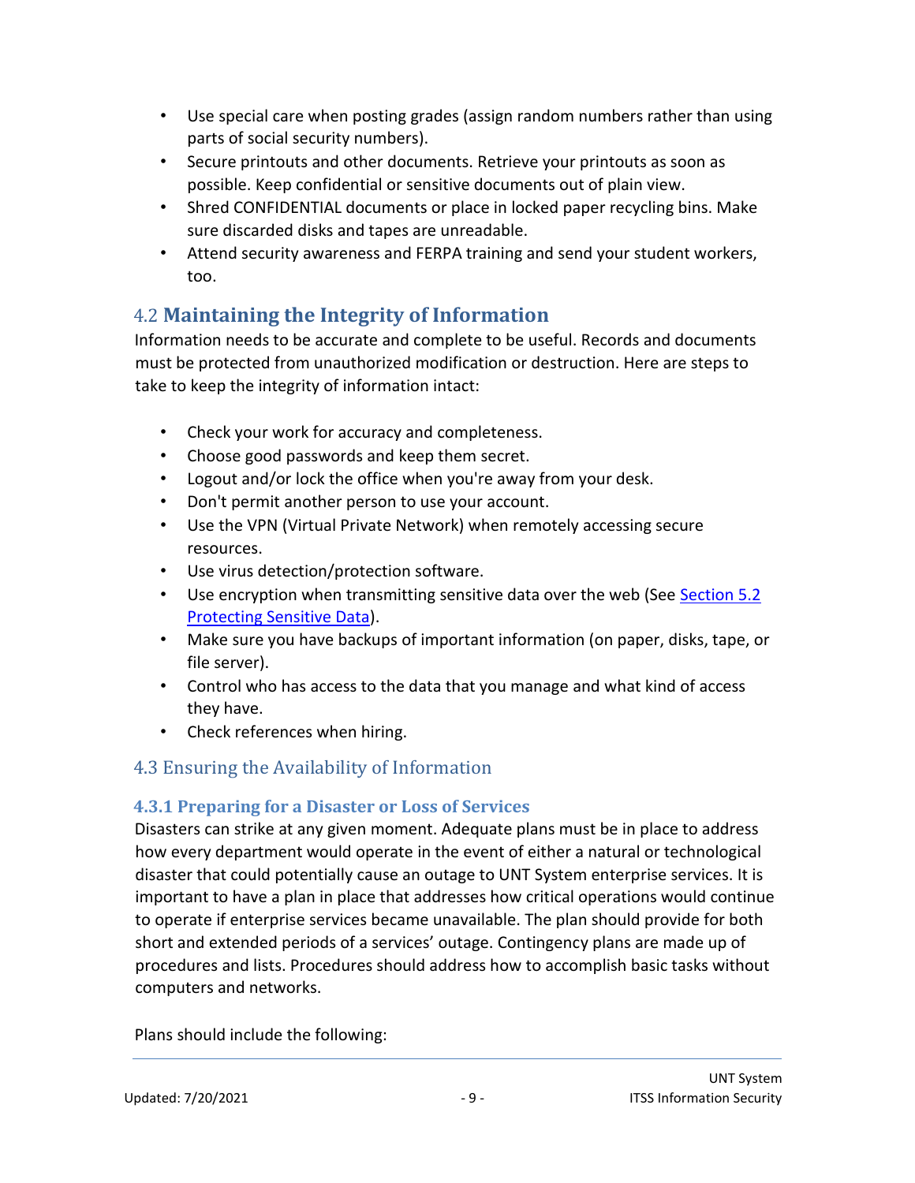- Use special care when posting grades (assign random numbers rather than using parts of social security numbers).
- Secure printouts and other documents. Retrieve your printouts as soon as possible. Keep confidential or sensitive documents out of plain view.
- Shred CONFIDENTIAL documents or place in locked paper recycling bins. Make sure discarded disks and tapes are unreadable.
- Attend security awareness and FERPA training and send your student workers, too.

## 4.2 Maintaining the Integrity of Information

Information needs to be accurate and complete to be useful. Records and documents must be protected from unauthorized modification or destruction. Here are steps to take to keep the integrity of information intact:

- Check your work for accuracy and completeness.
- Choose good passwords and keep them secret.
- Logout and/or lock the office when you're away from your desk.
- Don't permit another person to use your account.
- Use the VPN (Virtual Private Network) when remotely accessing secure resources.
- Use virus detection/protection software.
- Use encryption when transmitting sensitive data over the web (See Section 5.2 Protecting Sensitive Data).
- Make sure you have backups of important information (on paper, disks, tape, or file server).
- Control who has access to the data that you manage and what kind of access they have.
- Check references when hiring.

## 4.3 Ensuring the Availability of Information

### 4.3.1 Preparing for a Disaster or Loss of Services

Disasters can strike at any given moment. Adequate plans must be in place to address how every department would operate in the event of either a natural or technological disaster that could potentially cause an outage to UNT System enterprise services. It is important to have a plan in place that addresses how critical operations would continue to operate if enterprise services became unavailable. The plan should provide for both short and extended periods of a services' outage. Contingency plans are made up of procedures and lists. Procedures should address how to accomplish basic tasks without computers and networks.

Plans should include the following: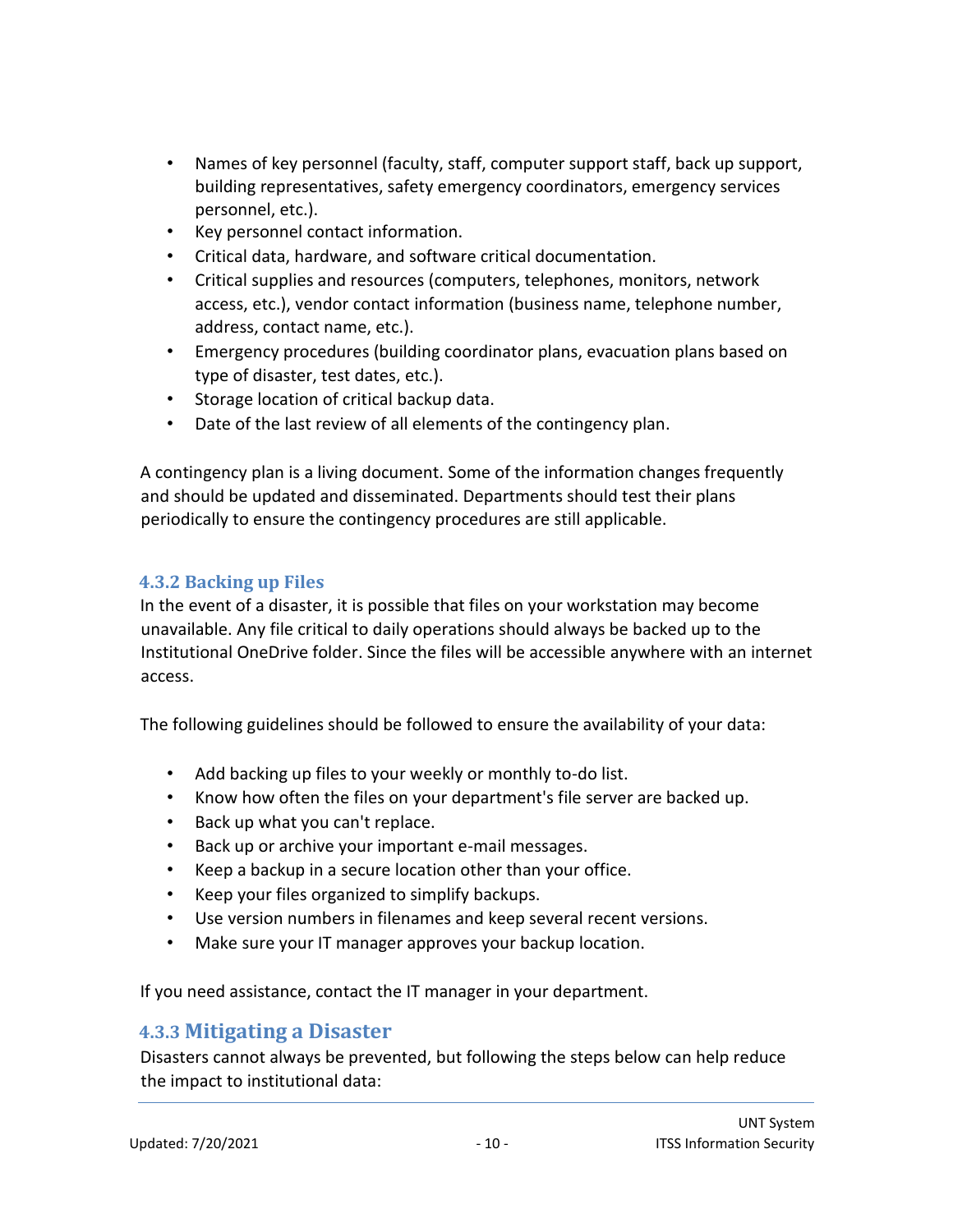- Names of key personnel (faculty, staff, computer support staff, back up support, building representatives, safety emergency coordinators, emergency services personnel, etc.).
- Key personnel contact information.
- Critical data, hardware, and software critical documentation.
- Critical supplies and resources (computers, telephones, monitors, network access, etc.), vendor contact information (business name, telephone number, address, contact name, etc.).
- Emergency procedures (building coordinator plans, evacuation plans based on type of disaster, test dates, etc.).
- Storage location of critical backup data.
- Date of the last review of all elements of the contingency plan.

A contingency plan is a living document. Some of the information changes frequently and should be updated and disseminated. Departments should test their plans periodically to ensure the contingency procedures are still applicable.

### 4.3.2 Backing up Files

In the event of a disaster, it is possible that files on your workstation may become unavailable. Any file critical to daily operations should always be backed up to the Institutional OneDrive folder. Since the files will be accessible anywhere with an internet access.

The following guidelines should be followed to ensure the availability of your data:

- Add backing up files to your weekly or monthly to-do list.
- Know how often the files on your department's file server are backed up.
- Back up what you can't replace.
- Back up or archive your important e-mail messages.
- Keep a backup in a secure location other than your office.
- Keep your files organized to simplify backups.
- Use version numbers in filenames and keep several recent versions.
- Make sure your IT manager approves your backup location.

If you need assistance, contact the IT manager in your department.

### 4.3.3 Mitigating a Disaster

Disasters cannot always be prevented, but following the steps below can help reduce the impact to institutional data: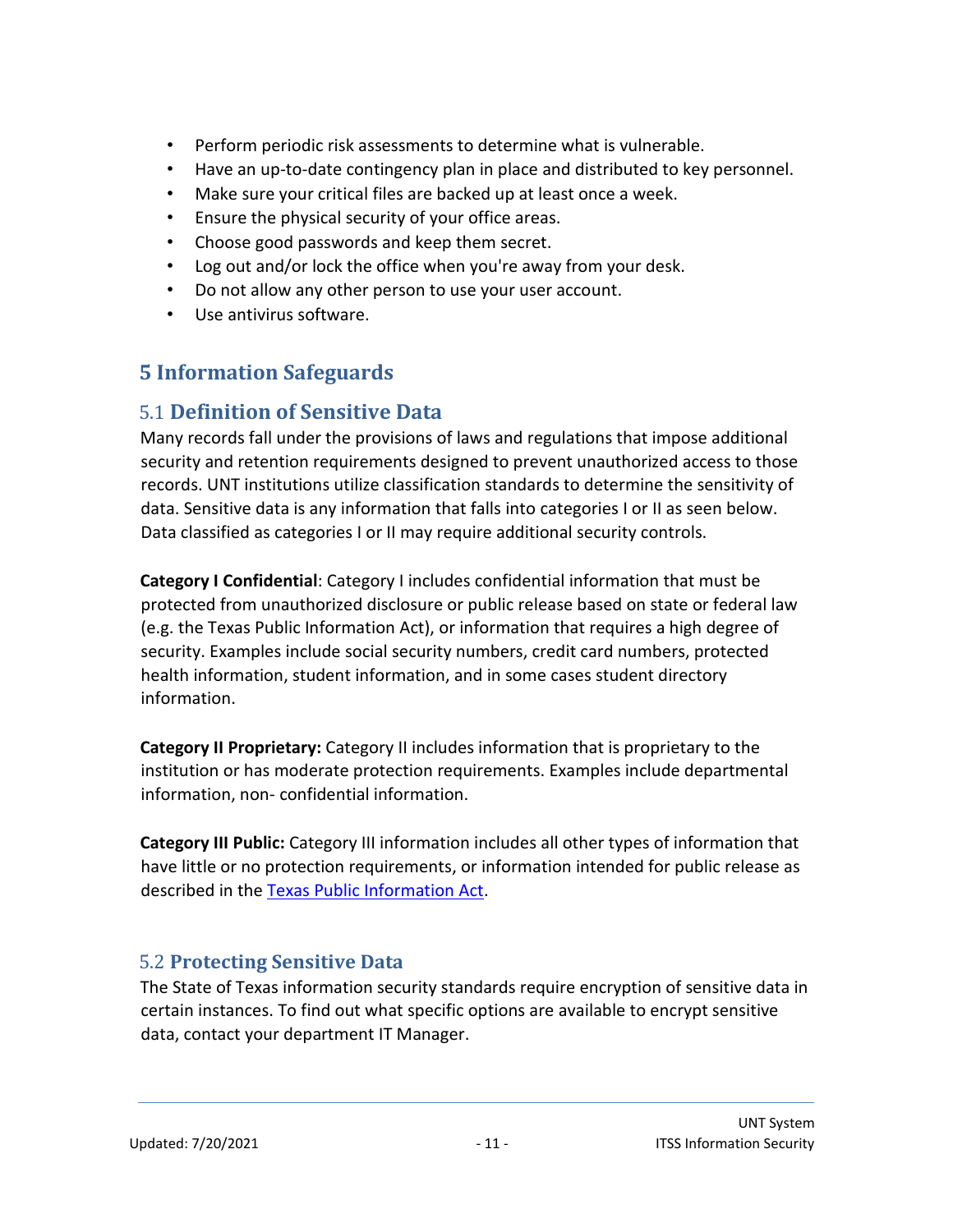- Perform periodic risk assessments to determine what is vulnerable.
- Have an up-to-date contingency plan in place and distributed to key personnel.
- Make sure your critical files are backed up at least once a week.
- Ensure the physical security of your office areas.
- Choose good passwords and keep them secret.
- Log out and/or lock the office when you're away from your desk.
- Do not allow any other person to use your user account.
- Use antivirus software.

# 5 Information Safeguards

## 5.1 Definition of Sensitive Data

Many records fall under the provisions of laws and regulations that impose additional security and retention requirements designed to prevent unauthorized access to those records. UNT institutions utilize classification standards to determine the sensitivity of data. Sensitive data is any information that falls into categories I or II as seen below. Data classified as categories I or II may require additional security controls.

**Category I Confidential**: Category I includes confidential information that must be protected from unauthorized disclosure or public release based on state or federal law (e.g. the Texas Public Information Act), or information that requires a high degree of security. Examples include social security numbers, credit card numbers, protected health information, student information, and in some cases student directory information.

**Category II Proprietary:** Category II includes information that is proprietary to the institution or has moderate protection requirements. Examples include departmental information, non- confidential information.

**Category III Public:** Category III information includes all other types of information that have little or no protection requirements, or information intended for public release as described in the Texas Public Information Act.

## 5.2 Protecting Sensitive Data

The State of Texas information security standards require encryption of sensitive data in certain instances. To find out what specific options are available to encrypt sensitive data, contact your department IT Manager.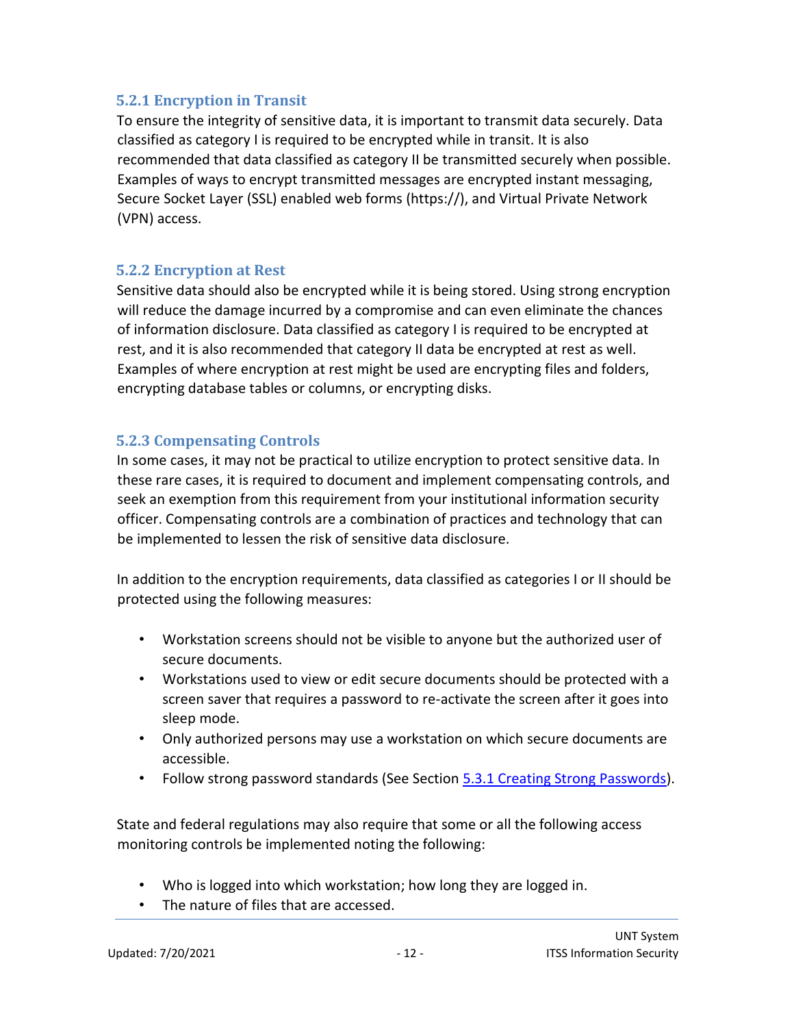### 5.2.1 Encryption in Transit

To ensure the integrity of sensitive data, it is important to transmit data securely. Data classified as category I is required to be encrypted while in transit. It is also recommended that data classified as category II be transmitted securely when possible. Examples of ways to encrypt transmitted messages are encrypted instant messaging, Secure Socket Layer (SSL) enabled web forms (https://), and Virtual Private Network (VPN) access.

### 5.2.2 Encryption at Rest

Sensitive data should also be encrypted while it is being stored. Using strong encryption will reduce the damage incurred by a compromise and can even eliminate the chances of information disclosure. Data classified as category I is required to be encrypted at rest, and it is also recommended that category II data be encrypted at rest as well. Examples of where encryption at rest might be used are encrypting files and folders, encrypting database tables or columns, or encrypting disks.

### 5.2.3 Compensating Controls

In some cases, it may not be practical to utilize encryption to protect sensitive data. In these rare cases, it is required to document and implement compensating controls, and seek an exemption from this requirement from your institutional information security officer. Compensating controls are a combination of practices and technology that can be implemented to lessen the risk of sensitive data disclosure.

In addition to the encryption requirements, data classified as categories I or II should be protected using the following measures:

- Workstation screens should not be visible to anyone but the authorized user of secure documents.
- Workstations used to view or edit secure documents should be protected with a screen saver that requires a password to re-activate the screen after it goes into sleep mode.
- Only authorized persons may use a workstation on which secure documents are accessible.
- Follow strong password standards (See Section 5.3.1 Creating Strong Passwords).

State and federal regulations may also require that some or all the following access monitoring controls be implemented noting the following:

- Who is logged into which workstation; how long they are logged in.
- The nature of files that are accessed.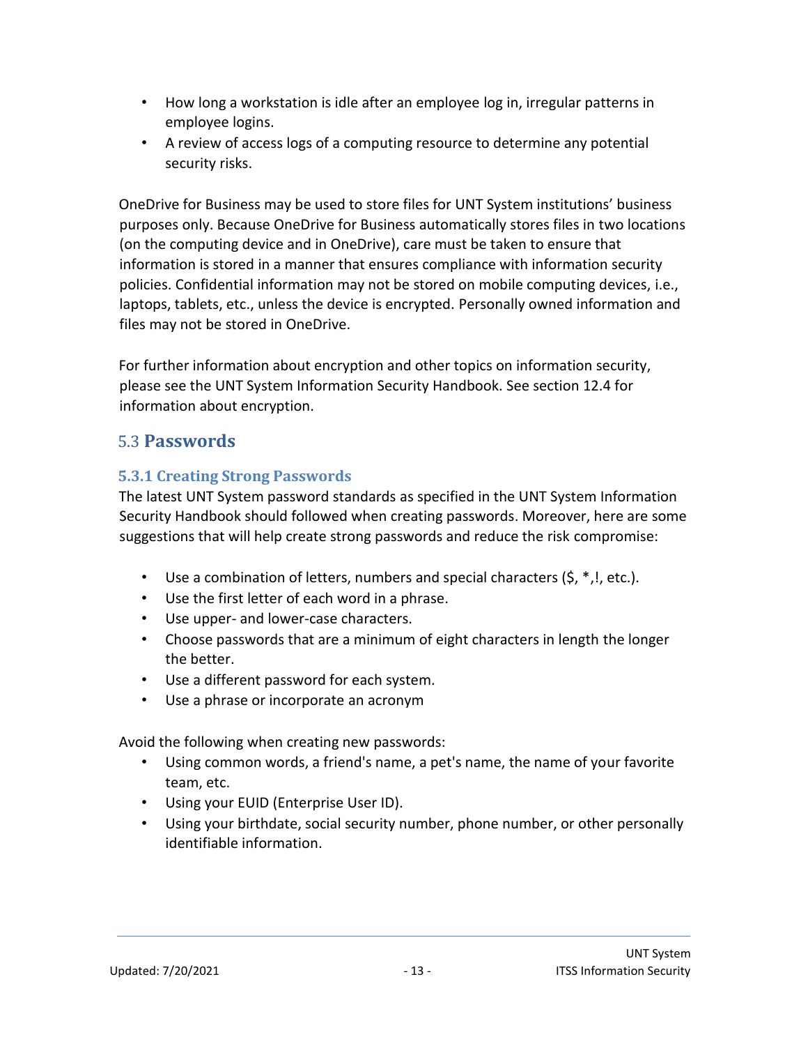- How long a workstation is idle after an employee log in, irregular patterns in employee logins.
- A review of access logs of a computing resource to determine any potential security risks.

OneDrive for Business may be used to store files for UNT System institutions' business purposes only. Because OneDrive for Business automatically stores files in two locations (on the computing device and in OneDrive), care must be taken to ensure that information is stored in a manner that ensures compliance with information security policies. Confidential information may not be stored on mobile computing devices, i.e., laptops, tablets, etc., unless the device is encrypted. Personally owned information and files may not be stored in OneDrive.

For further information about encryption and other topics on information security, please see the UNT System Information Security Handbook. See section 12.4 for information about encryption.

## 5.3 Passwords

### 5.3.1 Creating Strong Passwords

The latest UNT System password standards as specified in the UNT System Information Security Handbook should followed when creating passwords. Moreover, here are some suggestions that will help create strong passwords and reduce the risk compromise:

- Use a combination of letters, numbers and special characters ($, *,!, etc.).
- Use the first letter of each word in a phrase.
- Use upper- and lower-case characters.
- Choose passwords that are a minimum of eight characters in length the longer the better.
- Use a different password for each system.
- Use a phrase or incorporate an acronym

Avoid the following when creating new passwords:

- Using common words, a friend's name, a pet's name, the name of your favorite team, etc.
- Using your EUID (Enterprise User ID).
- Using your birthdate, social security number, phone number, or other personally identifiable information.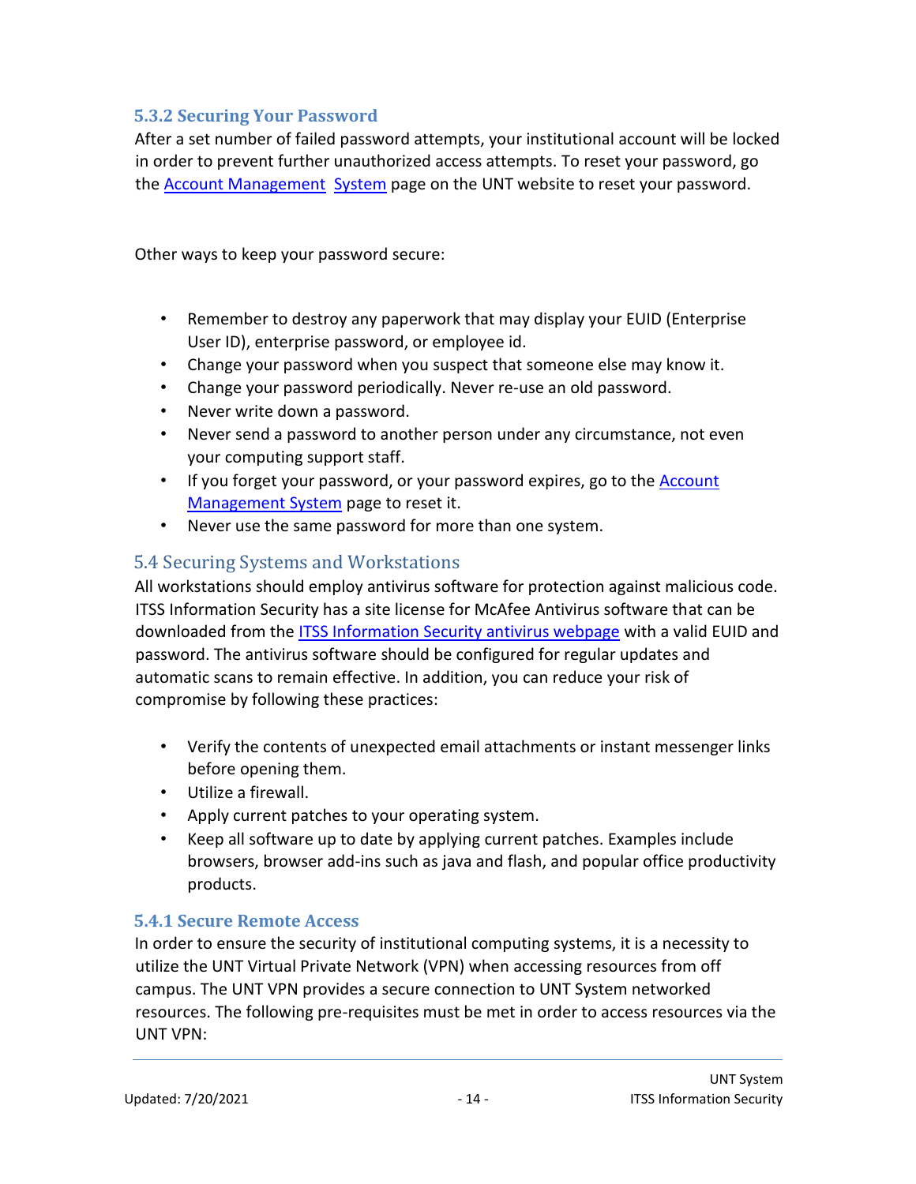### 5.3.2 Securing Your Password

After a set number of failed password attempts, your institutional account will be locked in order to prevent further unauthorized access attempts. To reset your password, go the Account Management System page on the UNT website to reset your password.

Other ways to keep your password secure:

- Remember to destroy any paperwork that may display your EUID (Enterprise User ID), enterprise password, or employee id.
- Change your password when you suspect that someone else may know it.
- Change your password periodically. Never re-use an old password.
- Never write down a password.
- Never send a password to another person under any circumstance, not even your computing support staff.
- If you forget your password, or your password expires, go to the Account Management System page to reset it.
- Never use the same password for more than one system.

## 5.4 Securing Systems and Workstations

All workstations should employ antivirus software for protection against malicious code. ITSS Information Security has a site license for McAfee Antivirus software that can be downloaded from the ITSS Information Security antivirus webpage with a valid EUID and password. The antivirus software should be configured for regular updates and automatic scans to remain effective. In addition, you can reduce your risk of compromise by following these practices:

- Verify the contents of unexpected email attachments or instant messenger links before opening them.
- Utilize a firewall.
- Apply current patches to your operating system.
- Keep all software up to date by applying current patches. Examples include browsers, browser add-ins such as java and flash, and popular office productivity products.

### 5.4.1 Secure Remote Access

In order to ensure the security of institutional computing systems, it is a necessity to utilize the UNT Virtual Private Network (VPN) when accessing resources from off campus. The UNT VPN provides a secure connection to UNT System networked resources. The following pre-requisites must be met in order to access resources via the UNT VPN: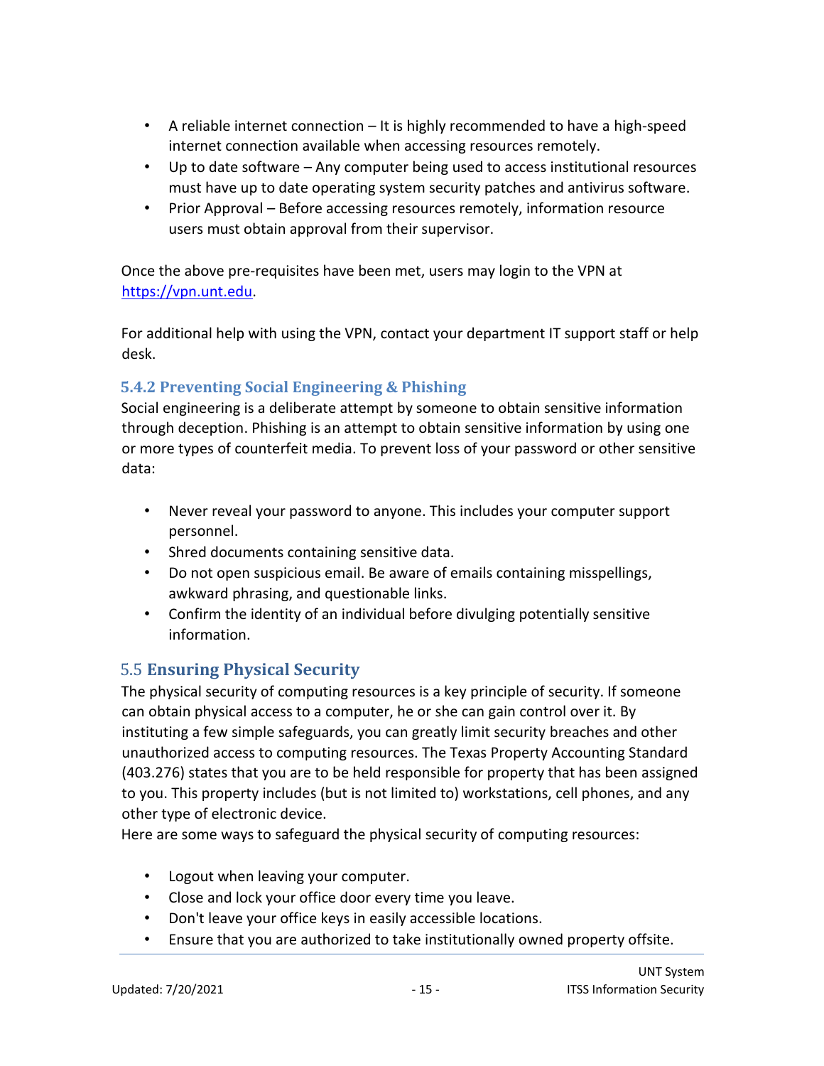- A reliable internet connection – It is highly recommended to have a high-speed internet connection available when accessing resources remotely.
- Up to date software – Any computer being used to access institutional resources must have up to date operating system security patches and antivirus software.
- Prior Approval – Before accessing resources remotely, information resource users must obtain approval from their supervisor.

Once the above pre-requisites have been met, users may login to the VPN at [https://vpn.unt.edu](https://vpn.unt.edu).

For additional help with using the VPN, contact your department IT support staff or help desk.

### 5.4.2 Preventing Social Engineering & Phishing

Social engineering is a deliberate attempt by someone to obtain sensitive information through deception. Phishing is an attempt to obtain sensitive information by using one or more types of counterfeit media. To prevent loss of your password or other sensitive data:

- Never reveal your password to anyone. This includes your computer support personnel.
- Shred documents containing sensitive data.
- Do not open suspicious email. Be aware of emails containing misspellings, awkward phrasing, and questionable links.
- Confirm the identity of an individual before divulging potentially sensitive information.

## 5.5 Ensuring Physical Security

The physical security of computing resources is a key principle of security. If someone can obtain physical access to a computer, he or she can gain control over it. By instituting a few simple safeguards, you can greatly limit security breaches and other unauthorized access to computing resources. The Texas Property Accounting Standard (403.276) states that you are to be held responsible for property that has been assigned to you. This property includes (but is not limited to) workstations, cell phones, and any other type of electronic device.
Here are some ways to safeguard the physical security of computing resources:

- Logout when leaving your computer.
- Close and lock your office door every time you leave.
- Don't leave your office keys in easily accessible locations.
- Ensure that you are authorized to take institutionally owned property offsite.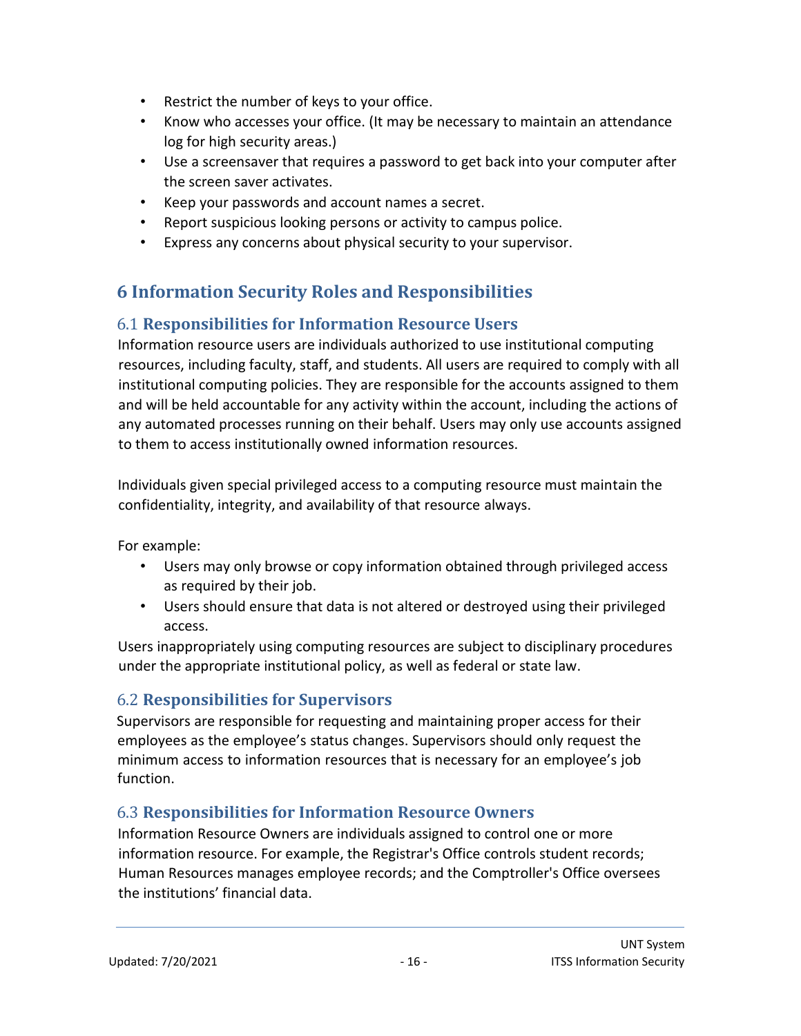- Restrict the number of keys to your office.
- Know who accesses your office. (It may be necessary to maintain an attendance log for high security areas.)
- Use a screensaver that requires a password to get back into your computer after the screen saver activates.
- Keep your passwords and account names a secret.
- Report suspicious looking persons or activity to campus police.
- Express any concerns about physical security to your supervisor.

# 6 Information Security Roles and Responsibilities

## 6.1 Responsibilities for Information Resource Users

Information resource users are individuals authorized to use institutional computing resources, including faculty, staff, and students. All users are required to comply with all institutional computing policies. They are responsible for the accounts assigned to them and will be held accountable for any activity within the account, including the actions of any automated processes running on their behalf. Users may only use accounts assigned to them to access institutionally owned information resources.

Individuals given special privileged access to a computing resource must maintain the confidentiality, integrity, and availability of that resource always.

For example:

- Users may only browse or copy information obtained through privileged access as required by their job.
- Users should ensure that data is not altered or destroyed using their privileged access.

Users inappropriately using computing resources are subject to disciplinary procedures under the appropriate institutional policy, as well as federal or state law.

## 6.2 Responsibilities for Supervisors

Supervisors are responsible for requesting and maintaining proper access for their employees as the employee's status changes. Supervisors should only request the minimum access to information resources that is necessary for an employee's job function.

## 6.3 Responsibilities for Information Resource Owners

Information Resource Owners are individuals assigned to control one or more information resource. For example, the Registrar's Office controls student records; Human Resources manages employee records; and the Comptroller's Office oversees the institutions' financial data.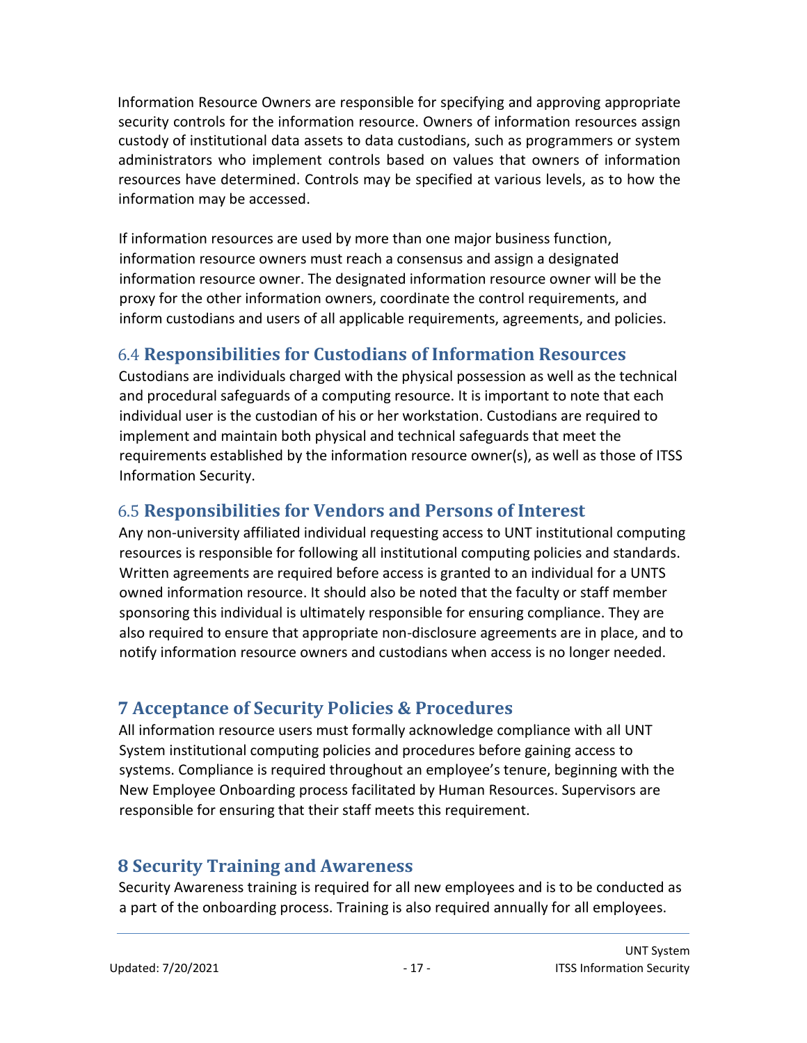Information Resource Owners are responsible for specifying and approving appropriate security controls for the information resource. Owners of information resources assign custody of institutional data assets to data custodians, such as programmers or system administrators who implement controls based on values that owners of information resources have determined. Controls may be specified at various levels, as to how the information may be accessed.

If information resources are used by more than one major business function, information resource owners must reach a consensus and assign a designated information resource owner. The designated information resource owner will be the proxy for the other information owners, coordinate the control requirements, and inform custodians and users of all applicable requirements, agreements, and policies.

### 6.4 Responsibilities for Custodians of Information Resources

Custodians are individuals charged with the physical possession as well as the technical and procedural safeguards of a computing resource. It is important to note that each individual user is the custodian of his or her workstation. Custodians are required to implement and maintain both physical and technical safeguards that meet the requirements established by the information resource owner(s), as well as those of ITSS Information Security.

### 6.5 Responsibilities for Vendors and Persons of Interest

Any non-university affiliated individual requesting access to UNT institutional computing resources is responsible for following all institutional computing policies and standards. Written agreements are required before access is granted to an individual for a UNTS owned information resource. It should also be noted that the faculty or staff member sponsoring this individual is ultimately responsible for ensuring compliance. They are also required to ensure that appropriate non-disclosure agreements are in place, and to notify information resource owners and custodians when access is no longer needed.

## 7 Acceptance of Security Policies & Procedures

All information resource users must formally acknowledge compliance with all UNT System institutional computing policies and procedures before gaining access to systems. Compliance is required throughout an employee's tenure, beginning with the New Employee Onboarding process facilitated by Human Resources. Supervisors are responsible for ensuring that their staff meets this requirement.

## 8 Security Training and Awareness

Security Awareness training is required for all new employees and is to be conducted as a part of the onboarding process. Training is also required annually for all employees.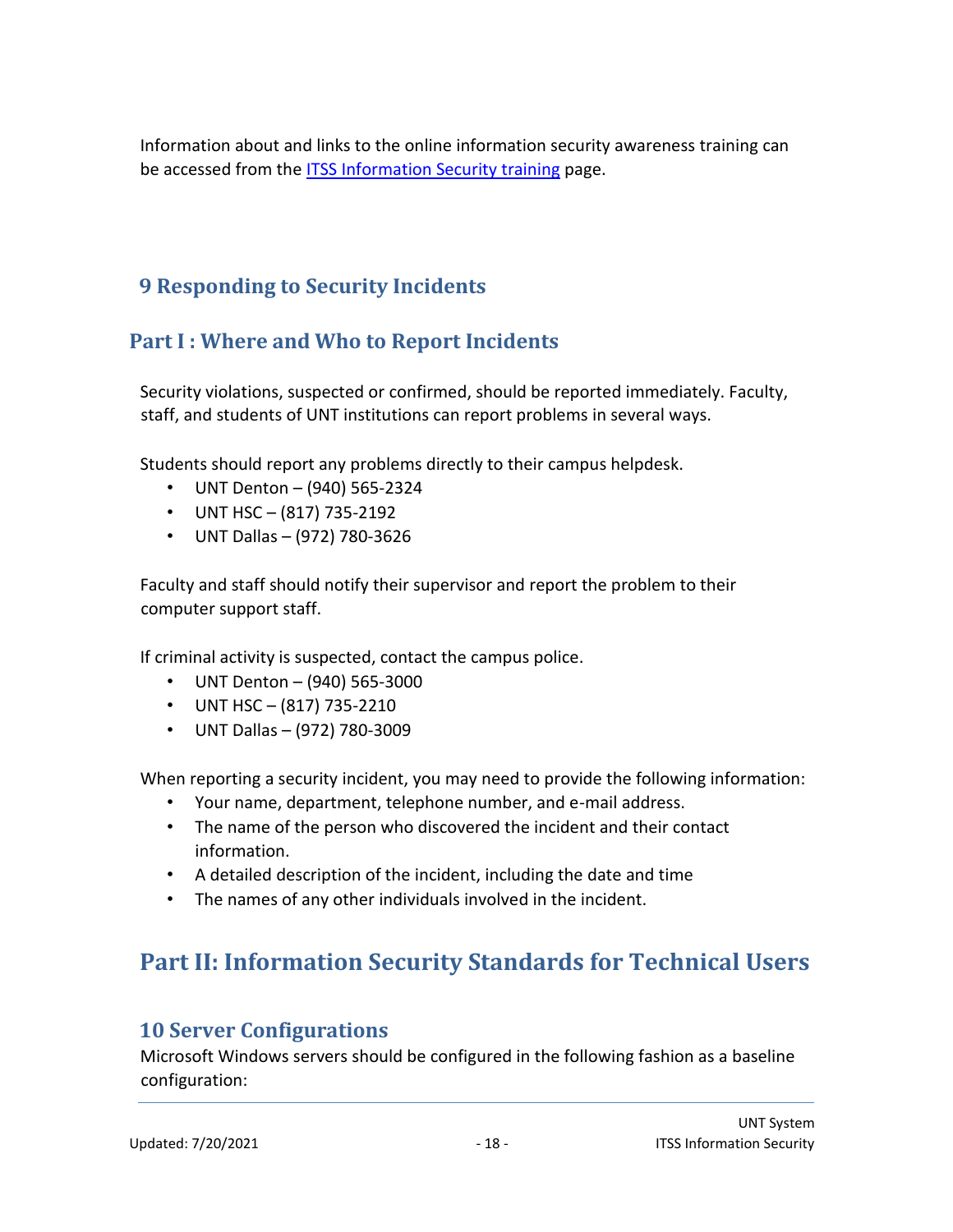Information about and links to the online information security awareness training can be accessed from the [ITSS Information Security training]() page.

## 9 Responding to Security Incidents

### Part I : Where and Who to Report Incidents

Security violations, suspected or confirmed, should be reported immediately. Faculty, staff, and students of UNT institutions can report problems in several ways.

Students should report any problems directly to their campus helpdesk.

- UNT Denton – (940) 565-2324
- UNT HSC – (817) 735-2192
- UNT Dallas – (972) 780-3626

Faculty and staff should notify their supervisor and report the problem to their computer support staff.

If criminal activity is suspected, contact the campus police.

- UNT Denton – (940) 565-3000
- UNT HSC – (817) 735-2210
- UNT Dallas – (972) 780-3009

When reporting a security incident, you may need to provide the following information:

- Your name, department, telephone number, and e-mail address.
- The name of the person who discovered the incident and their contact information.
- A detailed description of the incident, including the date and time
- The names of any other individuals involved in the incident.

# Part II: Information Security Standards for Technical Users

## 10 Server Configurations

Microsoft Windows servers should be configured in the following fashion as a baseline configuration: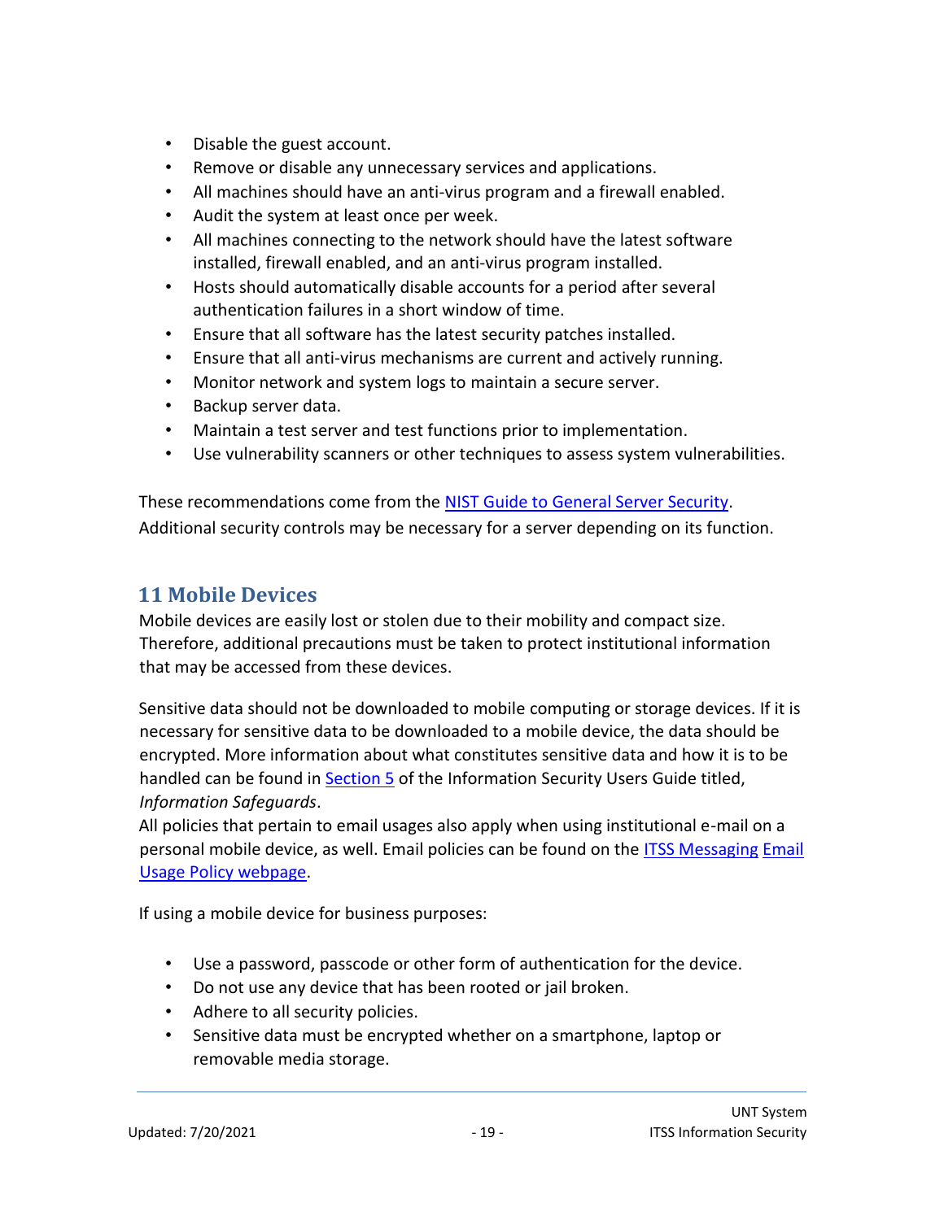- Disable the guest account.
- Remove or disable any unnecessary services and applications.
- All machines should have an anti-virus program and a firewall enabled.
- Audit the system at least once per week.
- All machines connecting to the network should have the latest software installed, firewall enabled, and an anti-virus program installed.
- Hosts should automatically disable accounts for a period after several authentication failures in a short window of time.
- Ensure that all software has the latest security patches installed.
- Ensure that all anti-virus mechanisms are current and actively running.
- Monitor network and system logs to maintain a secure server.
- Backup server data.
- Maintain a test server and test functions prior to implementation.
- Use vulnerability scanners or other techniques to assess system vulnerabilities.

These recommendations come from the NIST Guide to General Server Security. Additional security controls may be necessary for a server depending on its function.

## 11 Mobile Devices

Mobile devices are easily lost or stolen due to their mobility and compact size. Therefore, additional precautions must be taken to protect institutional information that may be accessed from these devices.

Sensitive data should not be downloaded to mobile computing or storage devices. If it is necessary for sensitive data to be downloaded to a mobile device, the data should be encrypted. More information about what constitutes sensitive data and how it is to be handled can be found in Section 5 of the Information Security Users Guide titled, *Information Safeguards*.

All policies that pertain to email usages also apply when using institutional e-mail on a personal mobile device, as well. Email policies can be found on the ITSS Messaging Email Usage Policy webpage.

If using a mobile device for business purposes:

- Use a password, passcode or other form of authentication for the device.
- Do not use any device that has been rooted or jail broken.
- Adhere to all security policies.
- Sensitive data must be encrypted whether on a smartphone, laptop or removable media storage.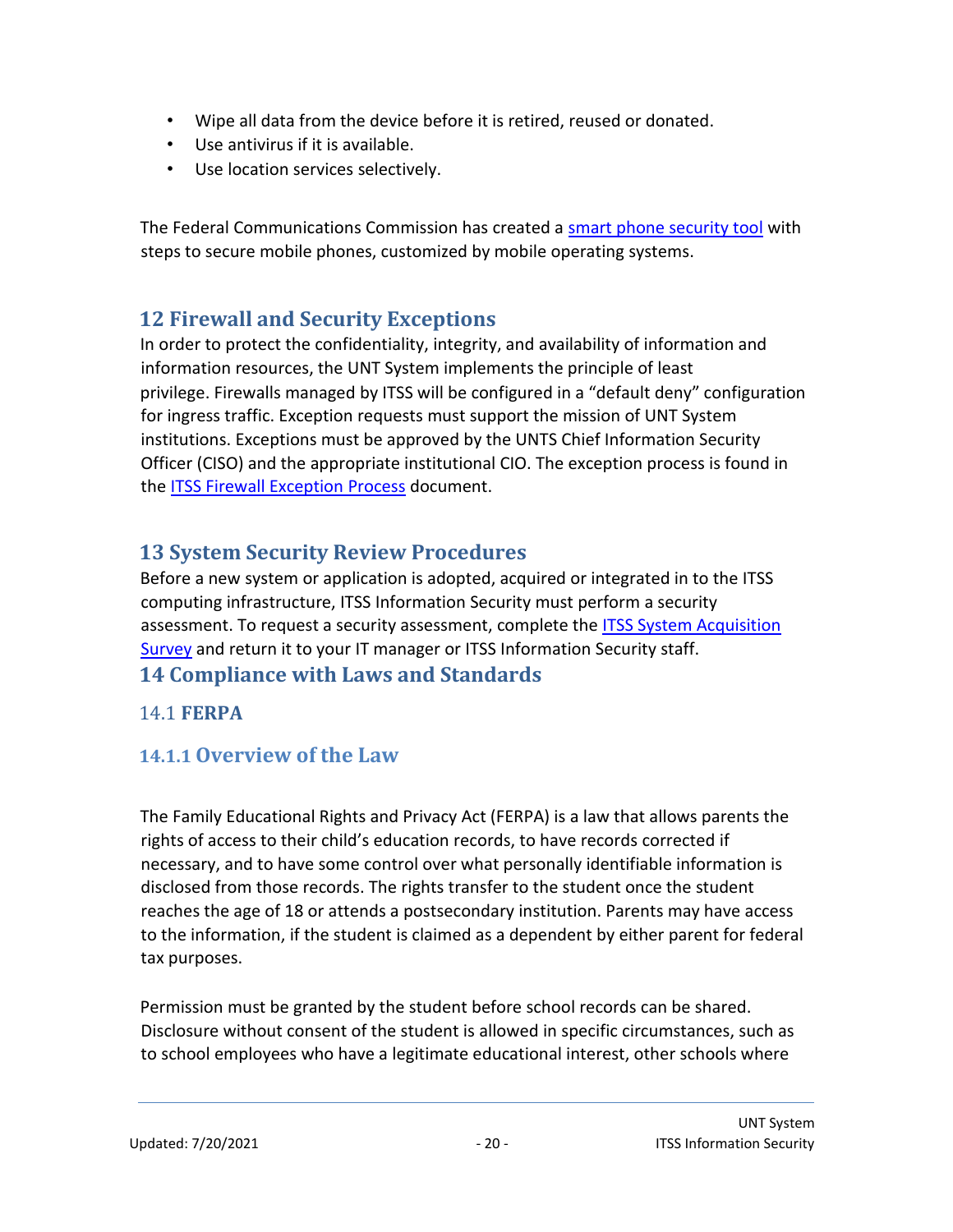- Wipe all data from the device before it is retired, reused or donated.
- Use antivirus if it is available.
- Use location services selectively.

The Federal Communications Commission has created a smart phone security tool with steps to secure mobile phones, customized by mobile operating systems.

## 12 Firewall and Security Exceptions

In order to protect the confidentiality, integrity, and availability of information and information resources, the UNT System implements the principle of least privilege. Firewalls managed by ITSS will be configured in a "default deny" configuration for ingress traffic. Exception requests must support the mission of UNT System institutions. Exceptions must be approved by the UNTS Chief Information Security Officer (CISO) and the appropriate institutional CIO. The exception process is found in the ITSS Firewall Exception Process document.

## 13 System Security Review Procedures

Before a new system or application is adopted, acquired or integrated in to the ITSS computing infrastructure, ITSS Information Security must perform a security assessment. To request a security assessment, complete the ITSS System Acquisition Survey and return it to your IT manager or ITSS Information Security staff.

## 14 Compliance with Laws and Standards

### 14.1 FERPA

#### 14.1.1 Overview of the Law

The Family Educational Rights and Privacy Act (FERPA) is a law that allows parents the rights of access to their child's education records, to have records corrected if necessary, and to have some control over what personally identifiable information is disclosed from those records. The rights transfer to the student once the student reaches the age of 18 or attends a postsecondary institution. Parents may have access to the information, if the student is claimed as a dependent by either parent for federal tax purposes.

Permission must be granted by the student before school records can be shared. Disclosure without consent of the student is allowed in specific circumstances, such as to school employees who have a legitimate educational interest, other schools where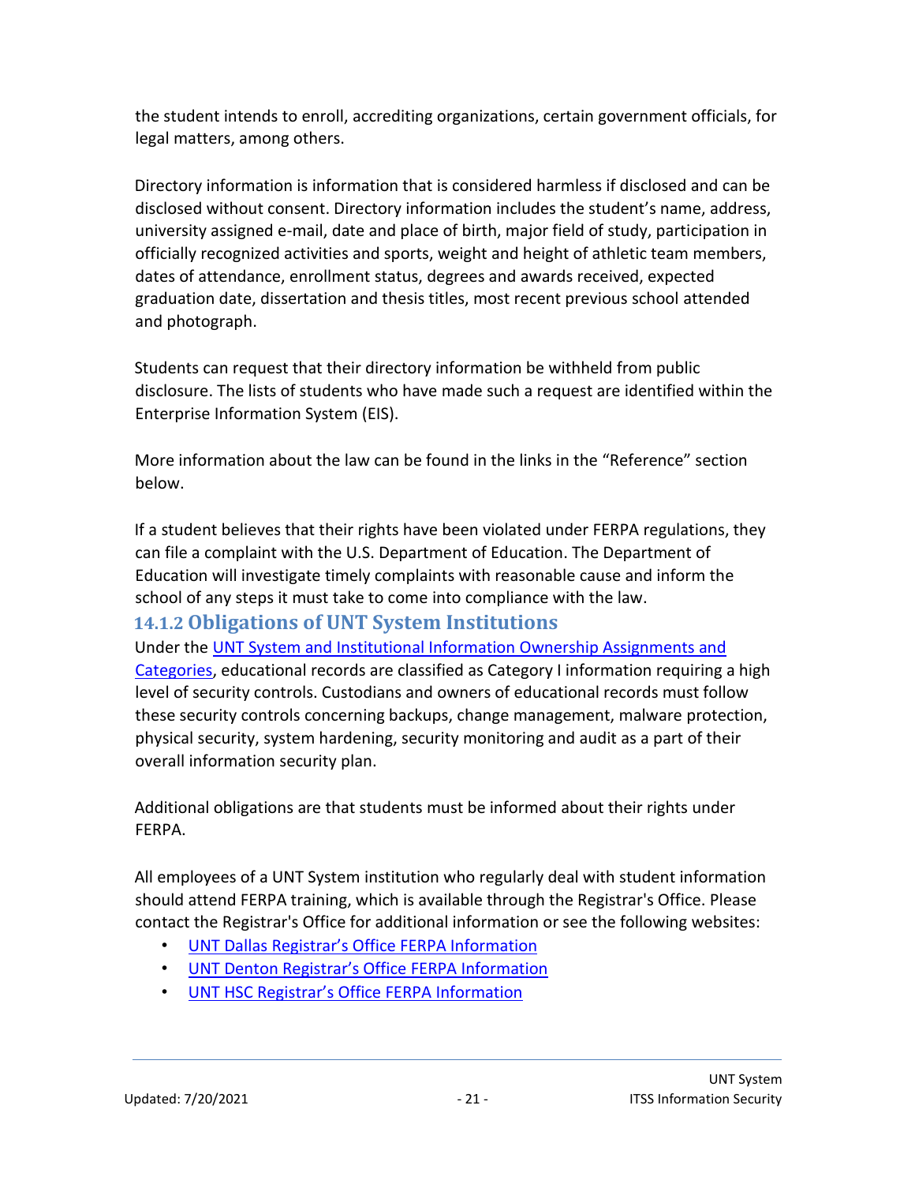the student intends to enroll, accrediting organizations, certain government officials, for legal matters, among others.

Directory information is information that is considered harmless if disclosed and can be disclosed without consent. Directory information includes the student's name, address, university assigned e-mail, date and place of birth, major field of study, participation in officially recognized activities and sports, weight and height of athletic team members, dates of attendance, enrollment status, degrees and awards received, expected graduation date, dissertation and thesis titles, most recent previous school attended and photograph.

Students can request that their directory information be withheld from public disclosure. The lists of students who have made such a request are identified within the Enterprise Information System (EIS).

More information about the law can be found in the links in the "Reference" section below.

If a student believes that their rights have been violated under FERPA regulations, they can file a complaint with the U.S. Department of Education. The Department of Education will investigate timely complaints with reasonable cause and inform the school of any steps it must take to come into compliance with the law.

### 14.1.2 Obligations of UNT System Institutions

Under the UNT System and Institutional Information Ownership Assignments and Categories, educational records are classified as Category I information requiring a high level of security controls. Custodians and owners of educational records must follow these security controls concerning backups, change management, malware protection, physical security, system hardening, security monitoring and audit as a part of their overall information security plan.

Additional obligations are that students must be informed about their rights under FERPA.

All employees of a UNT System institution who regularly deal with student information should attend FERPA training, which is available through the Registrar's Office. Please contact the Registrar's Office for additional information or see the following websites:

- UNT Dallas Registrar's Office FERPA Information
- UNT Denton Registrar's Office FERPA Information
- UNT HSC Registrar's Office FERPA Information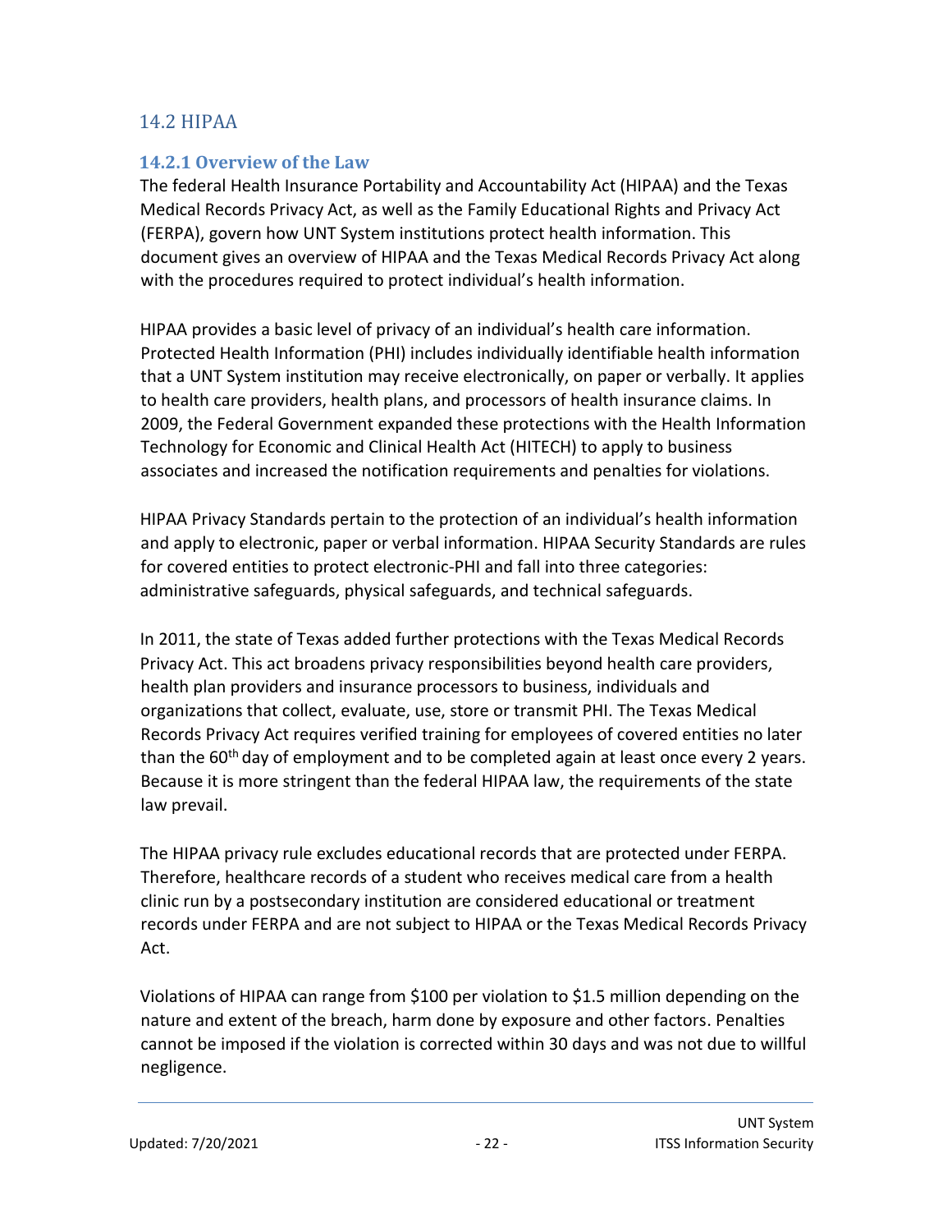## 14.2 HIPAA

### 14.2.1 Overview of the Law

The federal Health Insurance Portability and Accountability Act (HIPAA) and the Texas Medical Records Privacy Act, as well as the Family Educational Rights and Privacy Act (FERPA), govern how UNT System institutions protect health information. This document gives an overview of HIPAA and the Texas Medical Records Privacy Act along with the procedures required to protect individual's health information.

HIPAA provides a basic level of privacy of an individual's health care information. Protected Health Information (PHI) includes individually identifiable health information that a UNT System institution may receive electronically, on paper or verbally. It applies to health care providers, health plans, and processors of health insurance claims. In 2009, the Federal Government expanded these protections with the Health Information Technology for Economic and Clinical Health Act (HITECH) to apply to business associates and increased the notification requirements and penalties for violations.

HIPAA Privacy Standards pertain to the protection of an individual's health information and apply to electronic, paper or verbal information. HIPAA Security Standards are rules for covered entities to protect electronic-PHI and fall into three categories: administrative safeguards, physical safeguards, and technical safeguards.

In 2011, the state of Texas added further protections with the Texas Medical Records Privacy Act. This act broadens privacy responsibilities beyond health care providers, health plan providers and insurance processors to business, individuals and organizations that collect, evaluate, use, store or transmit PHI. The Texas Medical Records Privacy Act requires verified training for employees of covered entities no later than the 60th day of employment and to be completed again at least once every 2 years. Because it is more stringent than the federal HIPAA law, the requirements of the state law prevail.

The HIPAA privacy rule excludes educational records that are protected under FERPA. Therefore, healthcare records of a student who receives medical care from a health clinic run by a postsecondary institution are considered educational or treatment records under FERPA and are not subject to HIPAA or the Texas Medical Records Privacy Act.

Violations of HIPAA can range from $100 per violation to $1.5 million depending on the nature and extent of the breach, harm done by exposure and other factors. Penalties cannot be imposed if the violation is corrected within 30 days and was not due to willful negligence.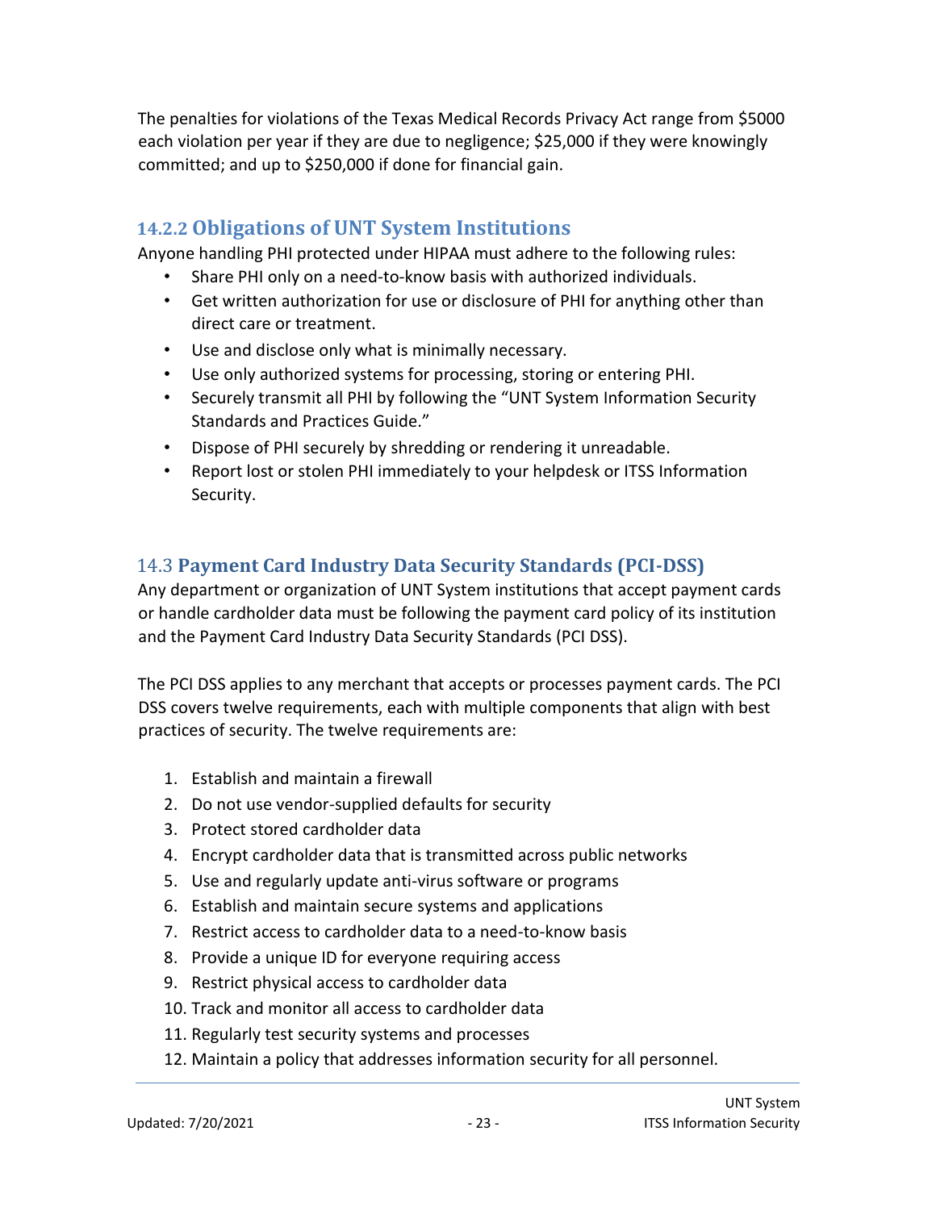The penalties for violations of the Texas Medical Records Privacy Act range from $5000 each violation per year if they are due to negligence; $25,000 if they were knowingly committed; and up to $250,000 if done for financial gain.

### 14.2.2 Obligations of UNT System Institutions

Anyone handling PHI protected under HIPAA must adhere to the following rules:

- Share PHI only on a need-to-know basis with authorized individuals.
- Get written authorization for use or disclosure of PHI for anything other than direct care or treatment.
- Use and disclose only what is minimally necessary.
- Use only authorized systems for processing, storing or entering PHI.
- Securely transmit all PHI by following the "UNT System Information Security Standards and Practices Guide."
- Dispose of PHI securely by shredding or rendering it unreadable.
- Report lost or stolen PHI immediately to your helpdesk or ITSS Information Security.

## 14.3 Payment Card Industry Data Security Standards (PCI-DSS)

Any department or organization of UNT System institutions that accept payment cards or handle cardholder data must be following the payment card policy of its institution and the Payment Card Industry Data Security Standards (PCI DSS).

The PCI DSS applies to any merchant that accepts or processes payment cards. The PCI DSS covers twelve requirements, each with multiple components that align with best practices of security. The twelve requirements are:

1. Establish and maintain a firewall
2. Do not use vendor-supplied defaults for security
3. Protect stored cardholder data
4. Encrypt cardholder data that is transmitted across public networks
5. Use and regularly update anti-virus software or programs
6. Establish and maintain secure systems and applications
7. Restrict access to cardholder data to a need-to-know basis
8. Provide a unique ID for everyone requiring access
9. Restrict physical access to cardholder data
10. Track and monitor all access to cardholder data
11. Regularly test security systems and processes
12. Maintain a policy that addresses information security for all personnel.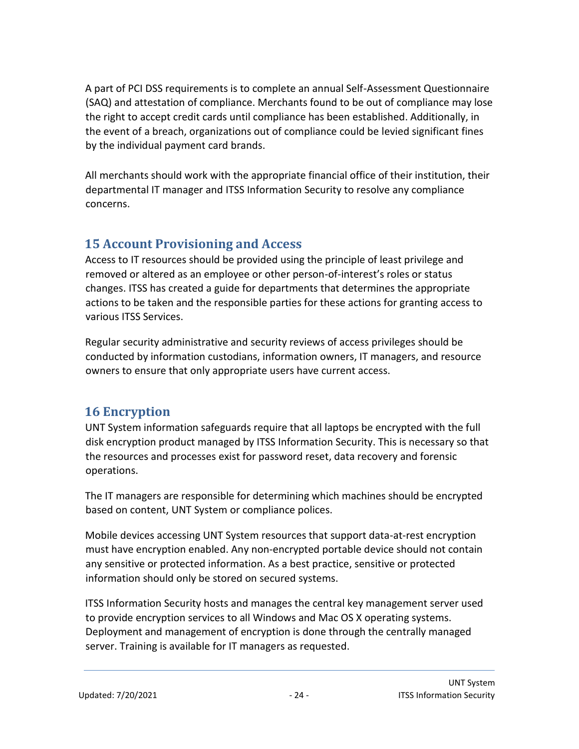A part of PCI DSS requirements is to complete an annual Self-Assessment Questionnaire (SAQ) and attestation of compliance. Merchants found to be out of compliance may lose the right to accept credit cards until compliance has been established. Additionally, in the event of a breach, organizations out of compliance could be levied significant fines by the individual payment card brands.

All merchants should work with the appropriate financial office of their institution, their departmental IT manager and ITSS Information Security to resolve any compliance concerns.

## 15 Account Provisioning and Access

Access to IT resources should be provided using the principle of least privilege and removed or altered as an employee or other person-of-interest's roles or status changes. ITSS has created a guide for departments that determines the appropriate actions to be taken and the responsible parties for these actions for granting access to various ITSS Services.

Regular security administrative and security reviews of access privileges should be conducted by information custodians, information owners, IT managers, and resource owners to ensure that only appropriate users have current access.

## 16 Encryption

UNT System information safeguards require that all laptops be encrypted with the full disk encryption product managed by ITSS Information Security. This is necessary so that the resources and processes exist for password reset, data recovery and forensic operations.

The IT managers are responsible for determining which machines should be encrypted based on content, UNT System or compliance polices.

Mobile devices accessing UNT System resources that support data-at-rest encryption must have encryption enabled. Any non-encrypted portable device should not contain any sensitive or protected information. As a best practice, sensitive or protected information should only be stored on secured systems.

ITSS Information Security hosts and manages the central key management server used to provide encryption services to all Windows and Mac OS X operating systems. Deployment and management of encryption is done through the centrally managed server. Training is available for IT managers as requested.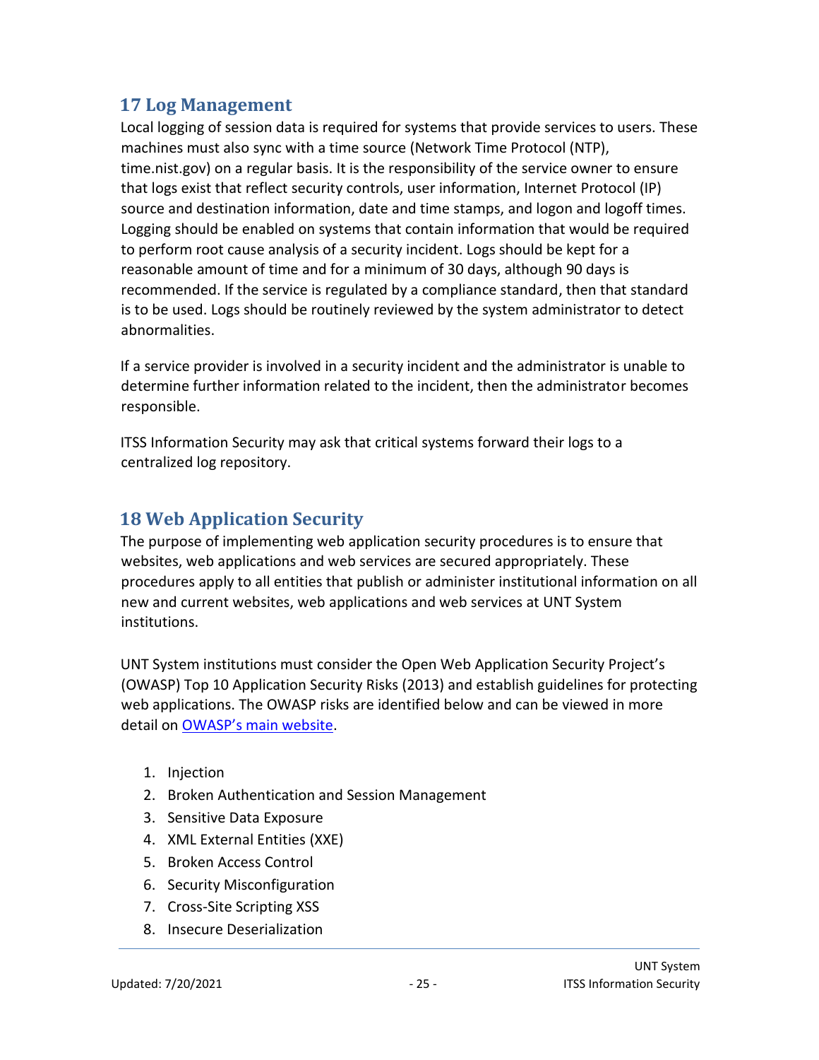## 17 Log Management

Local logging of session data is required for systems that provide services to users. These machines must also sync with a time source (Network Time Protocol (NTP), time.nist.gov) on a regular basis. It is the responsibility of the service owner to ensure that logs exist that reflect security controls, user information, Internet Protocol (IP) source and destination information, date and time stamps, and logon and logoff times. Logging should be enabled on systems that contain information that would be required to perform root cause analysis of a security incident. Logs should be kept for a reasonable amount of time and for a minimum of 30 days, although 90 days is recommended. If the service is regulated by a compliance standard, then that standard is to be used. Logs should be routinely reviewed by the system administrator to detect abnormalities.

If a service provider is involved in a security incident and the administrator is unable to determine further information related to the incident, then the administrator becomes responsible.

ITSS Information Security may ask that critical systems forward their logs to a centralized log repository.

## 18 Web Application Security

The purpose of implementing web application security procedures is to ensure that websites, web applications and web services are secured appropriately. These procedures apply to all entities that publish or administer institutional information on all new and current websites, web applications and web services at UNT System institutions.

UNT System institutions must consider the Open Web Application Security Project's (OWASP) Top 10 Application Security Risks (2013) and establish guidelines for protecting web applications. The OWASP risks are identified below and can be viewed in more detail on [OWASP's main website]().

1. Injection
2. Broken Authentication and Session Management
3. Sensitive Data Exposure
4. XML External Entities (XXE)
5. Broken Access Control
6. Security Misconfiguration
7. Cross-Site Scripting XSS
8. Insecure Deserialization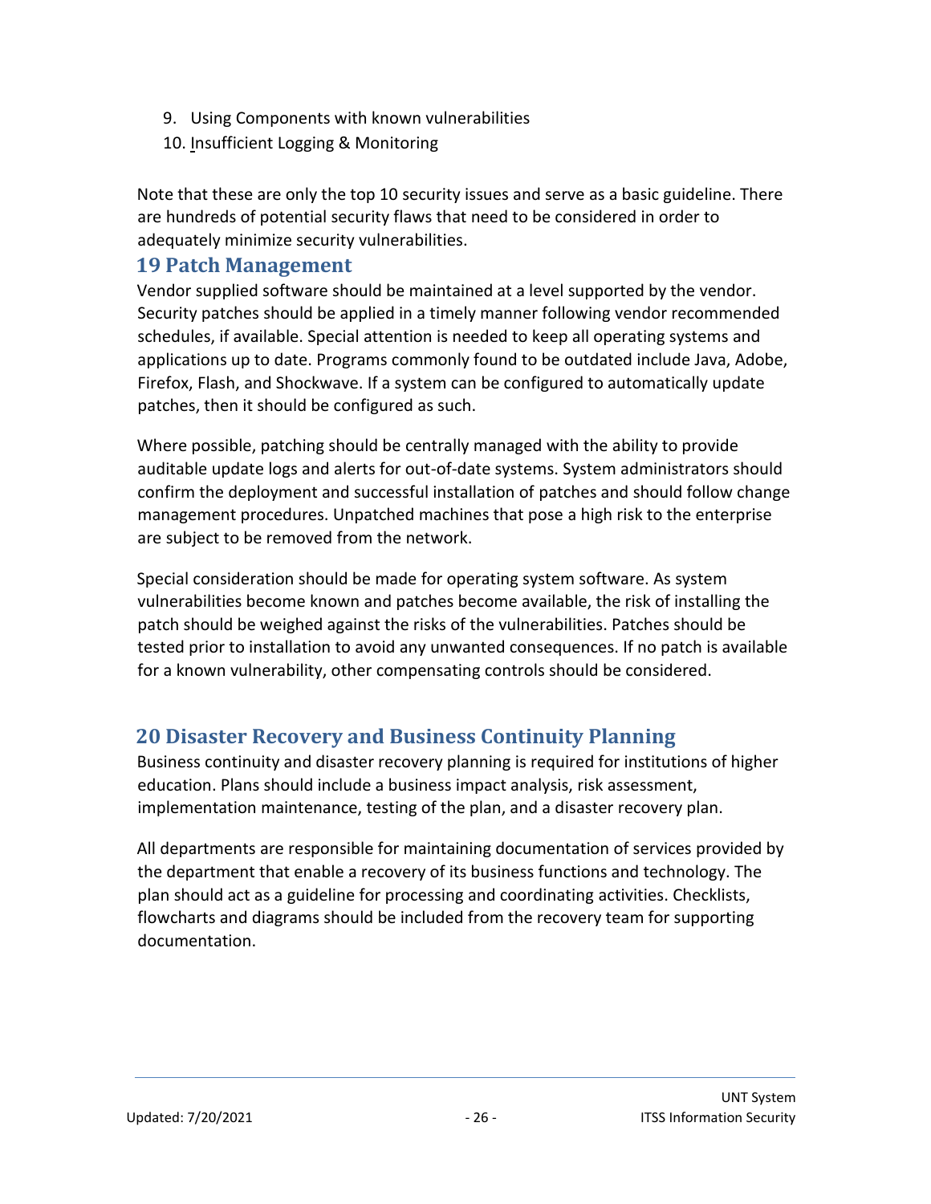9. Using Components with known vulnerabilities
10. Insufficient Logging & Monitoring

Note that these are only the top 10 security issues and serve as a basic guideline. There are hundreds of potential security flaws that need to be considered in order to adequately minimize security vulnerabilities.

## 19 Patch Management

Vendor supplied software should be maintained at a level supported by the vendor. Security patches should be applied in a timely manner following vendor recommended schedules, if available. Special attention is needed to keep all operating systems and applications up to date. Programs commonly found to be outdated include Java, Adobe, Firefox, Flash, and Shockwave. If a system can be configured to automatically update patches, then it should be configured as such.

Where possible, patching should be centrally managed with the ability to provide auditable update logs and alerts for out-of-date systems. System administrators should confirm the deployment and successful installation of patches and should follow change management procedures. Unpatched machines that pose a high risk to the enterprise are subject to be removed from the network.

Special consideration should be made for operating system software. As system vulnerabilities become known and patches become available, the risk of installing the patch should be weighed against the risks of the vulnerabilities. Patches should be tested prior to installation to avoid any unwanted consequences. If no patch is available for a known vulnerability, other compensating controls should be considered.

## 20 Disaster Recovery and Business Continuity Planning

Business continuity and disaster recovery planning is required for institutions of higher education. Plans should include a business impact analysis, risk assessment, implementation maintenance, testing of the plan, and a disaster recovery plan.

All departments are responsible for maintaining documentation of services provided by the department that enable a recovery of its business functions and technology. The plan should act as a guideline for processing and coordinating activities. Checklists, flowcharts and diagrams should be included from the recovery team for supporting documentation.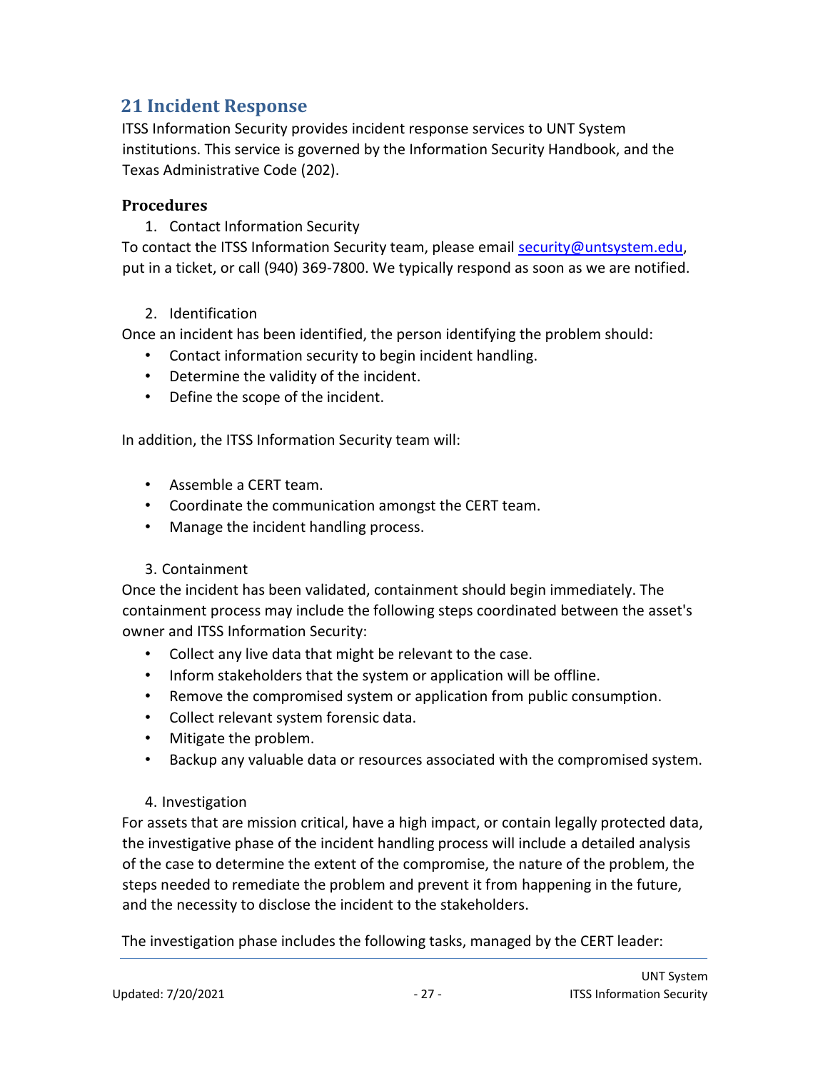## 21 Incident Response

ITSS Information Security provides incident response services to UNT System institutions. This service is governed by the Information Security Handbook, and the Texas Administrative Code (202).

### Procedures

1. Contact Information Security

To contact the ITSS Information Security team, please email security@untsystem.edu, put in a ticket, or call (940) 369-7800. We typically respond as soon as we are notified.

2. Identification

Once an incident has been identified, the person identifying the problem should:

- Contact information security to begin incident handling.
- Determine the validity of the incident.
- Define the scope of the incident.

In addition, the ITSS Information Security team will:

- Assemble a CERT team.
- Coordinate the communication amongst the CERT team.
- Manage the incident handling process.

3. Containment

Once the incident has been validated, containment should begin immediately. The containment process may include the following steps coordinated between the asset's owner and ITSS Information Security:

- Collect any live data that might be relevant to the case.
- Inform stakeholders that the system or application will be offline.
- Remove the compromised system or application from public consumption.
- Collect relevant system forensic data.
- Mitigate the problem.
- Backup any valuable data or resources associated with the compromised system.

4. Investigation

For assets that are mission critical, have a high impact, or contain legally protected data, the investigative phase of the incident handling process will include a detailed analysis of the case to determine the extent of the compromise, the nature of the problem, the steps needed to remediate the problem and prevent it from happening in the future, and the necessity to disclose the incident to the stakeholders.

The investigation phase includes the following tasks, managed by the CERT leader: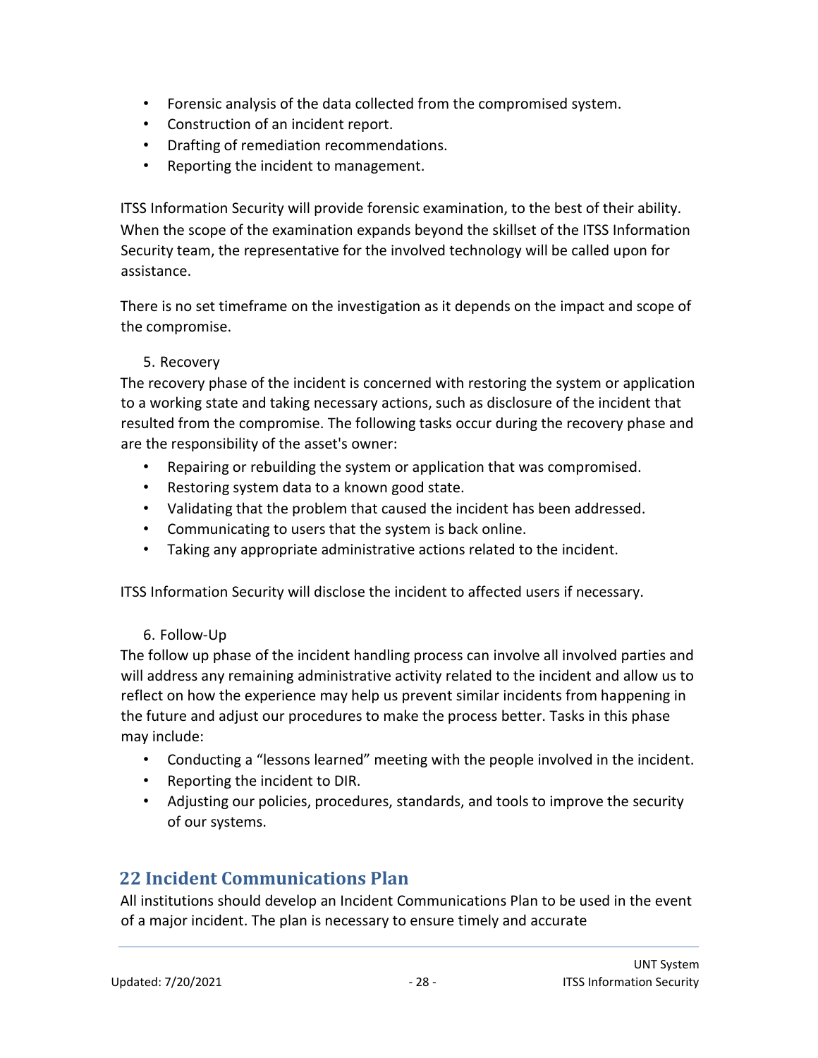- Forensic analysis of the data collected from the compromised system.
- Construction of an incident report.
- Drafting of remediation recommendations.
- Reporting the incident to management.

ITSS Information Security will provide forensic examination, to the best of their ability. When the scope of the examination expands beyond the skillset of the ITSS Information Security team, the representative for the involved technology will be called upon for assistance.

There is no set timeframe on the investigation as it depends on the impact and scope of the compromise.

5. Recovery

The recovery phase of the incident is concerned with restoring the system or application to a working state and taking necessary actions, such as disclosure of the incident that resulted from the compromise. The following tasks occur during the recovery phase and are the responsibility of the asset's owner:

- Repairing or rebuilding the system or application that was compromised.
- Restoring system data to a known good state.
- Validating that the problem that caused the incident has been addressed.
- Communicating to users that the system is back online.
- Taking any appropriate administrative actions related to the incident.

ITSS Information Security will disclose the incident to affected users if necessary.

6. Follow-Up

The follow up phase of the incident handling process can involve all involved parties and will address any remaining administrative activity related to the incident and allow us to reflect on how the experience may help us prevent similar incidents from happening in the future and adjust our procedures to make the process better. Tasks in this phase may include:

- Conducting a "lessons learned" meeting with the people involved in the incident.
- Reporting the incident to DIR.
- Adjusting our policies, procedures, standards, and tools to improve the security of our systems.

## 22 Incident Communications Plan

All institutions should develop an Incident Communications Plan to be used in the event of a major incident. The plan is necessary to ensure timely and accurate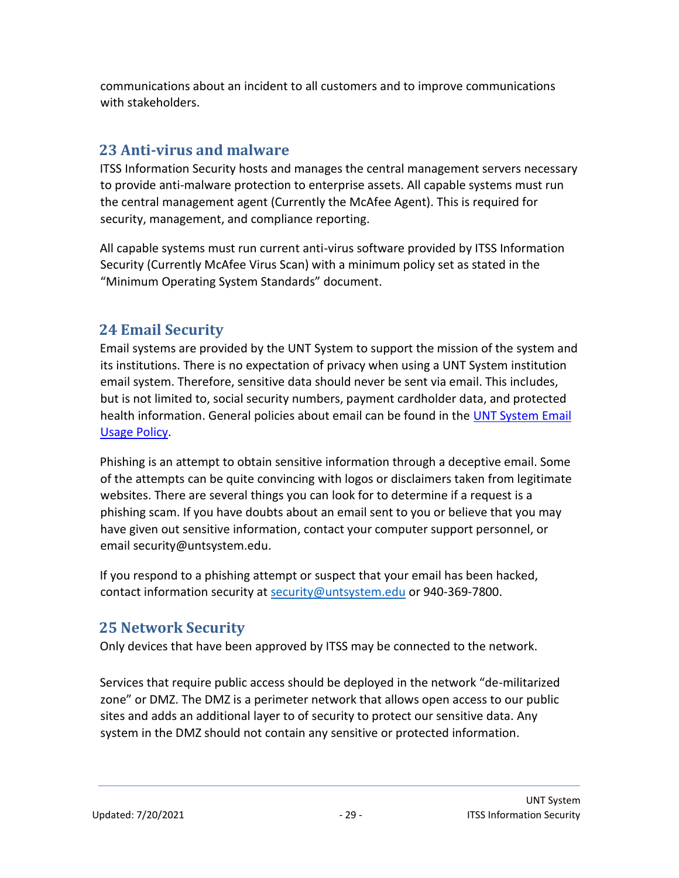communications about an incident to all customers and to improve communications with stakeholders.

## 23 Anti-virus and malware

ITSS Information Security hosts and manages the central management servers necessary to provide anti-malware protection to enterprise assets. All capable systems must run the central management agent (Currently the McAfee Agent). This is required for security, management, and compliance reporting.

All capable systems must run current anti-virus software provided by ITSS Information Security (Currently McAfee Virus Scan) with a minimum policy set as stated in the "Minimum Operating System Standards" document.

## 24 Email Security

Email systems are provided by the UNT System to support the mission of the system and its institutions. There is no expectation of privacy when using a UNT System institution email system. Therefore, sensitive data should never be sent via email. This includes, but is not limited to, social security numbers, payment cardholder data, and protected health information. General policies about email can be found in the [UNT System Email Usage Policy](#).

Phishing is an attempt to obtain sensitive information through a deceptive email. Some of the attempts can be quite convincing with logos or disclaimers taken from legitimate websites. There are several things you can look for to determine if a request is a phishing scam. If you have doubts about an email sent to you or believe that you may have given out sensitive information, contact your computer support personnel, or email security@untsystem.edu.

If you respond to a phishing attempt or suspect that your email has been hacked, contact information security at [security@untsystem.edu](mailto:security@untsystem.edu) or 940-369-7800.

## 25 Network Security

Only devices that have been approved by ITSS may be connected to the network.

Services that require public access should be deployed in the network "de-militarized zone" or DMZ. The DMZ is a perimeter network that allows open access to our public sites and adds an additional layer to of security to protect our sensitive data. Any system in the DMZ should not contain any sensitive or protected information.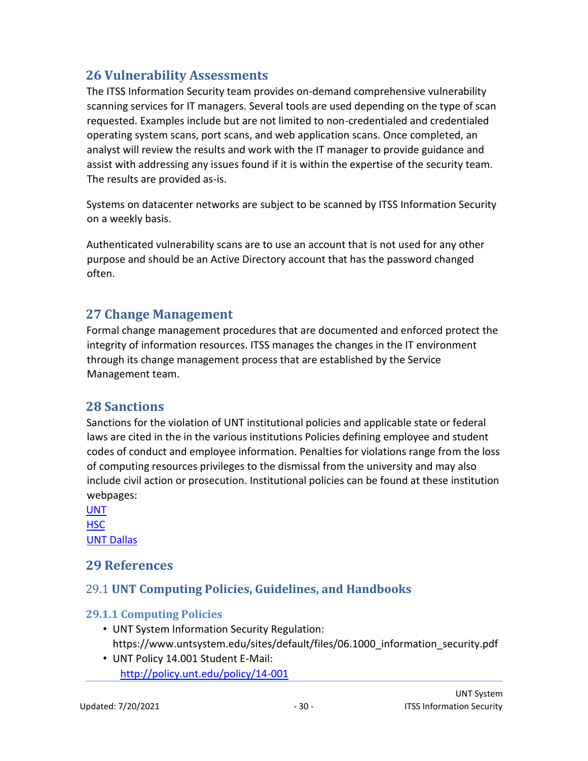## 26 Vulnerability Assessments

The ITSS Information Security team provides on-demand comprehensive vulnerability scanning services for IT managers. Several tools are used depending on the type of scan requested. Examples include but are not limited to non-credentialed and credentialed operating system scans, port scans, and web application scans. Once completed, an analyst will review the results and work with the IT manager to provide guidance and assist with addressing any issues found if it is within the expertise of the security team. The results are provided as-is.

Systems on datacenter networks are subject to be scanned by ITSS Information Security on a weekly basis.

Authenticated vulnerability scans are to use an account that is not used for any other purpose and should be an Active Directory account that has the password changed often.

## 27 Change Management

Formal change management procedures that are documented and enforced protect the integrity of information resources. ITSS manages the changes in the IT environment through its change management process that are established by the Service Management team.

## 28 Sanctions

Sanctions for the violation of UNT institutional policies and applicable state or federal laws are cited in the in the various institutions Policies defining employee and student codes of conduct and employee information. Penalties for violations range from the loss of computing resources privileges to the dismissal from the university and may also include civil action or prosecution. Institutional policies can be found at these institution webpages:

UNT
HSC
UNT Dallas

## 29 References

### 29.1 UNT Computing Policies, Guidelines, and Handbooks

#### 29.1.1 Computing Policies

- UNT System Information Security Regulation: https://www.untsystem.edu/sites/default/files/06.1000_information_security.pdf
- UNT Policy 14.001 Student E-Mail: http://policy.unt.edu/policy/14-001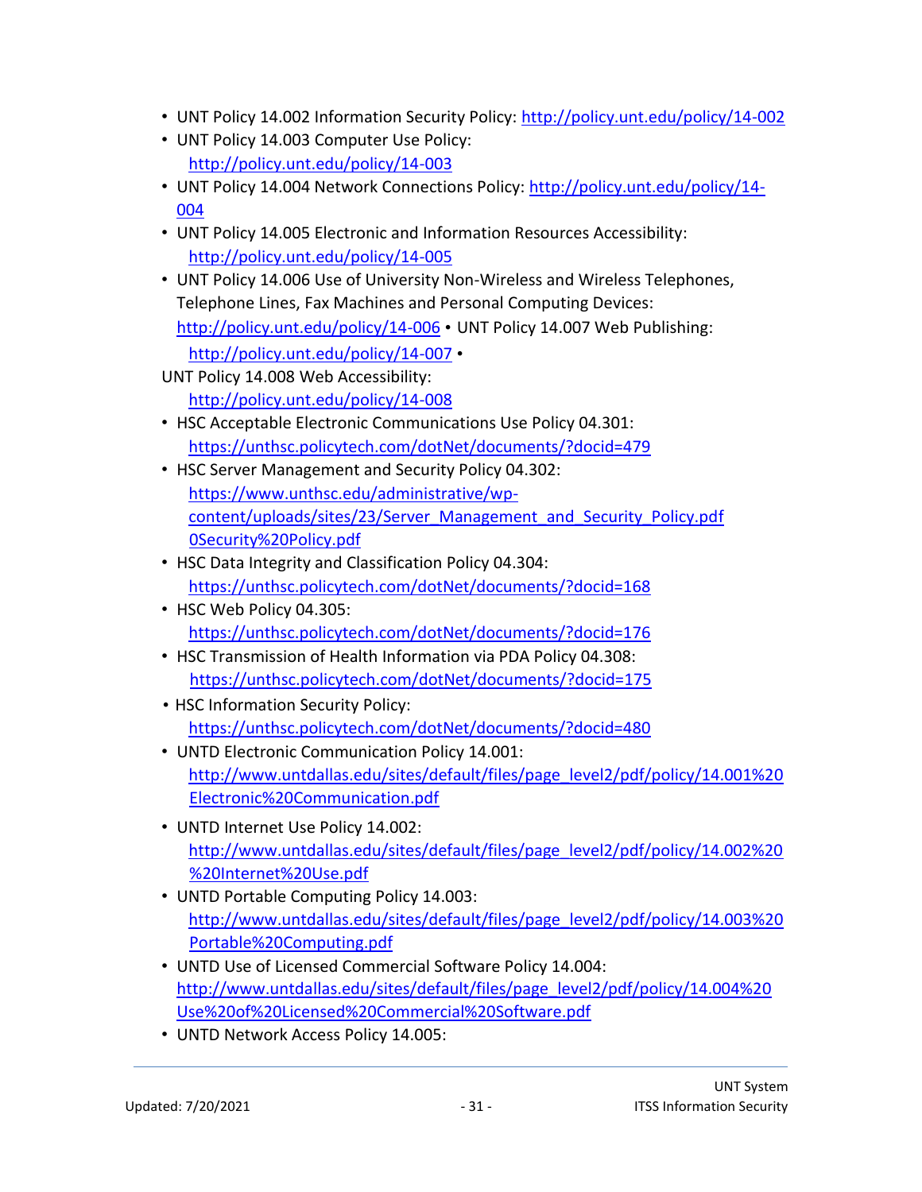- UNT Policy 14.002 Information Security Policy: http://policy.unt.edu/policy/14-002
- UNT Policy 14.003 Computer Use Policy: http://policy.unt.edu/policy/14-003
- UNT Policy 14.004 Network Connections Policy: http://policy.unt.edu/policy/14-004
- UNT Policy 14.005 Electronic and Information Resources Accessibility: http://policy.unt.edu/policy/14-005
- UNT Policy 14.006 Use of University Non-Wireless and Wireless Telephones, Telephone Lines, Fax Machines and Personal Computing Devices: http://policy.unt.edu/policy/14-006 • UNT Policy 14.007 Web Publishing: http://policy.unt.edu/policy/14-007 • UNT Policy 14.008 Web Accessibility: http://policy.unt.edu/policy/14-008
- HSC Acceptable Electronic Communications Use Policy 04.301: https://unthsc.policytech.com/dotNet/documents/?docid=479
- HSC Server Management and Security Policy 04.302: https://www.unthsc.edu/administrative/wp-content/uploads/sites/23/Server_Management_and_Security_Policy.pdf 0Security%20Policy.pdf
- HSC Data Integrity and Classification Policy 04.304: https://unthsc.policytech.com/dotNet/documents/?docid=168
- HSC Web Policy 04.305: https://unthsc.policytech.com/dotNet/documents/?docid=176
- HSC Transmission of Health Information via PDA Policy 04.308: https://unthsc.policytech.com/dotNet/documents/?docid=175
- HSC Information Security Policy: https://unthsc.policytech.com/dotNet/documents/?docid=480
- UNTD Electronic Communication Policy 14.001: http://www.untdallas.edu/sites/default/files/page_level2/pdf/policy/14.001%20Electronic%20Communication.pdf
- UNTD Internet Use Policy 14.002: http://www.untdallas.edu/sites/default/files/page_level2/pdf/policy/14.002%20%20Internet%20Use.pdf
- UNTD Portable Computing Policy 14.003: http://www.untdallas.edu/sites/default/files/page_level2/pdf/policy/14.003%20Portable%20Computing.pdf
- UNTD Use of Licensed Commercial Software Policy 14.004: http://www.untdallas.edu/sites/default/files/page_level2/pdf/policy/14.004%20Use%20of%20Licensed%20Commercial%20Software.pdf
- UNTD Network Access Policy 14.005: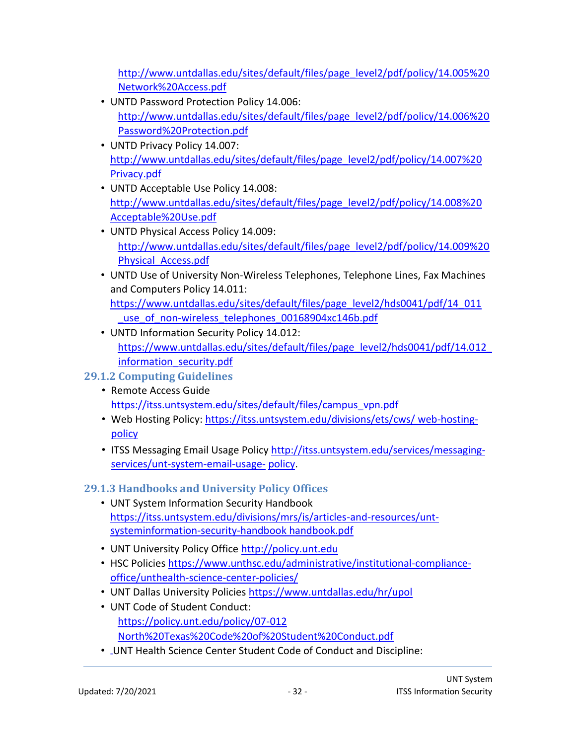http://www.untdallas.edu/sites/default/files/page_level2/pdf/policy/14.005%20Network%20Access.pdf

- UNTD Password Protection Policy 14.006: http://www.untdallas.edu/sites/default/files/page_level2/pdf/policy/14.006%20Password%20Protection.pdf
- UNTD Privacy Policy 14.007: http://www.untdallas.edu/sites/default/files/page_level2/pdf/policy/14.007%20Privacy.pdf
- UNTD Acceptable Use Policy 14.008: http://www.untdallas.edu/sites/default/files/page_level2/pdf/policy/14.008%20Acceptable%20Use.pdf
- UNTD Physical Access Policy 14.009: http://www.untdallas.edu/sites/default/files/page_level2/pdf/policy/14.009%20Physical_Access.pdf
- UNTD Use of University Non-Wireless Telephones, Telephone Lines, Fax Machines and Computers Policy 14.011: https://www.untdallas.edu/sites/default/files/page_level2/hds0041/pdf/14_011_use_of_non-wireless_telephones_00168904xc146b.pdf
- UNTD Information Security Policy 14.012: https://www.untdallas.edu/sites/default/files/page_level2/hds0041/pdf/14.012_information_security.pdf

### 29.1.2 Computing Guidelines

- Remote Access Guide https://itss.untsystem.edu/sites/default/files/campus_vpn.pdf
- Web Hosting Policy: https://itss.untsystem.edu/divisions/ets/cws/ web-hosting-policy
- ITSS Messaging Email Usage Policy http://itss.untsystem.edu/services/messaging-services/unt-system-email-usage- policy.

### 29.1.3 Handbooks and University Policy Offices

- UNT System Information Security Handbook https://itss.untsystem.edu/divisions/mrs/is/articles-and-resources/unt-systeminformation-security-handbook handbook.pdf
- UNT University Policy Office http://policy.unt.edu
- HSC Policies https://www.unthsc.edu/administrative/institutional-compliance-office/unthealth-science-center-policies/
- UNT Dallas University Policies https://www.untdallas.edu/hr/upol
- UNT Code of Student Conduct: https://policy.unt.edu/policy/07-012 North%20Texas%20Code%20of%20Student%20Conduct.pdf
- UNT Health Science Center Student Code of Conduct and Discipline: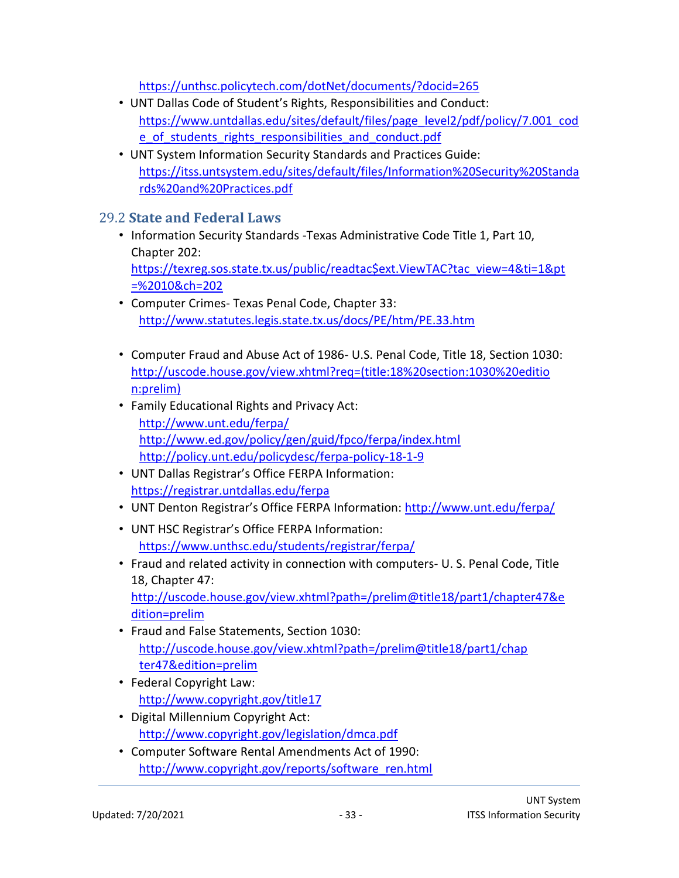https://unthsc.policytech.com/dotNet/documents/?docid=265

- UNT Dallas Code of Student's Rights, Responsibilities and Conduct:
  https://www.untdallas.edu/sites/default/files/page_level2/pdf/policy/7.001_code_of_students_rights_responsibilities_and_conduct.pdf
- UNT System Information Security Standards and Practices Guide:
  https://itss.untsystem.edu/sites/default/files/Information%20Security%20Standards%20and%20Practices.pdf

## 29.2 State and Federal Laws

- Information Security Standards -Texas Administrative Code Title 1, Part 10, Chapter 202:
  https://texreg.sos.state.tx.us/public/readtac$ext.ViewTAC?tac_view=4&ti=1&pt=%2010&ch=202
- Computer Crimes- Texas Penal Code, Chapter 33:
  http://www.statutes.legis.state.tx.us/docs/PE/htm/PE.33.htm
- Computer Fraud and Abuse Act of 1986- U.S. Penal Code, Title 18, Section 1030:
  http://uscode.house.gov/view.xhtml?req=(title:18%20section:1030%20edition:prelim)
- Family Educational Rights and Privacy Act:
  http://www.unt.edu/ferpa/
  http://www.ed.gov/policy/gen/guid/fpco/ferpa/index.html
  http://policy.unt.edu/policydesc/ferpa-policy-18-1-9
- UNT Dallas Registrar's Office FERPA Information:
  https://registrar.untdallas.edu/ferpa
- UNT Denton Registrar's Office FERPA Information: http://www.unt.edu/ferpa/
- UNT HSC Registrar's Office FERPA Information:
  https://www.unthsc.edu/students/registrar/ferpa/
- Fraud and related activity in connection with computers- U. S. Penal Code, Title 18, Chapter 47:
  http://uscode.house.gov/view.xhtml?path=/prelim@title18/part1/chapter47&edition=prelim
- Fraud and False Statements, Section 1030:
  http://uscode.house.gov/view.xhtml?path=/prelim@title18/part1/chapter47&edition=prelim
- Federal Copyright Law:
  http://www.copyright.gov/title17
- Digital Millennium Copyright Act:
  http://www.copyright.gov/legislation/dmca.pdf
- Computer Software Rental Amendments Act of 1990:
  http://www.copyright.gov/reports/software_ren.html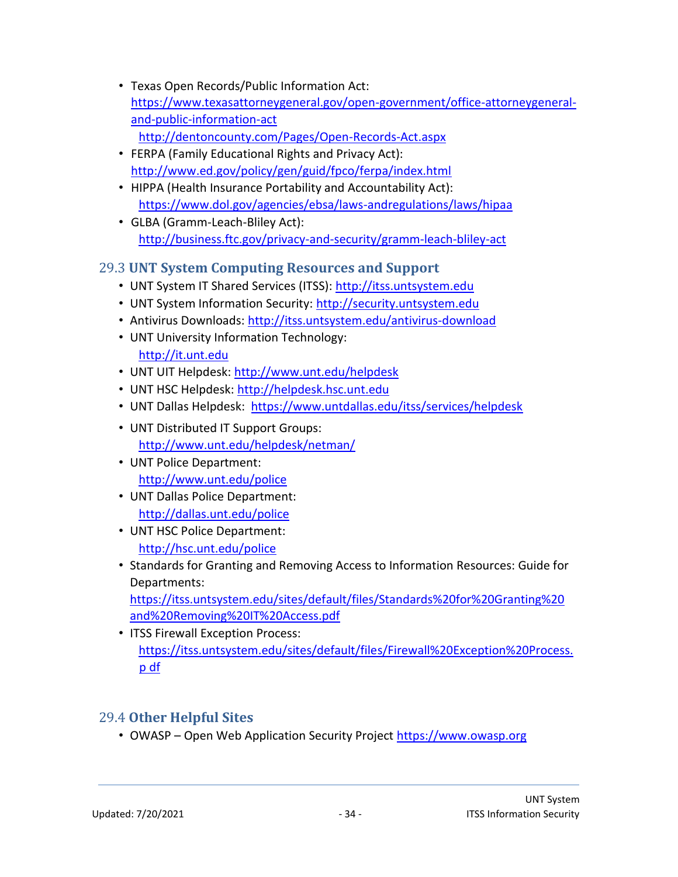- Texas Open Records/Public Information Act: https://www.texasattorneygeneral.gov/open-government/office-attorneygeneral-and-public-information-act
  http://dentoncounty.com/Pages/Open-Records-Act.aspx
- FERPA (Family Educational Rights and Privacy Act): http://www.ed.gov/policy/gen/guid/fpco/ferpa/index.html
- HIPPA (Health Insurance Portability and Accountability Act): https://www.dol.gov/agencies/ebsa/laws-andregulations/laws/hipaa
- GLBA (Gramm-Leach-Bliley Act): http://business.ftc.gov/privacy-and-security/gramm-leach-bliley-act

## 29.3 UNT System Computing Resources and Support

- UNT System IT Shared Services (ITSS): http://itss.untsystem.edu
- UNT System Information Security: http://security.untsystem.edu
- Antivirus Downloads: http://itss.untsystem.edu/antivirus-download
- UNT University Information Technology: http://it.unt.edu
- UNT UIT Helpdesk: http://www.unt.edu/helpdesk
- UNT HSC Helpdesk: http://helpdesk.hsc.unt.edu
- UNT Dallas Helpdesk: https://www.untdallas.edu/itss/services/helpdesk
- UNT Distributed IT Support Groups: http://www.unt.edu/helpdesk/netman/
- UNT Police Department: http://www.unt.edu/police
- UNT Dallas Police Department: http://dallas.unt.edu/police
- UNT HSC Police Department: http://hsc.unt.edu/police
- Standards for Granting and Removing Access to Information Resources: Guide for Departments: https://itss.untsystem.edu/sites/default/files/Standards%20for%20Granting%20and%20Removing%20IT%20Access.pdf
- ITSS Firewall Exception Process: https://itss.untsystem.edu/sites/default/files/Firewall%20Exception%20Process.pdf

## 29.4 Other Helpful Sites

- OWASP – Open Web Application Security Project https://www.owasp.org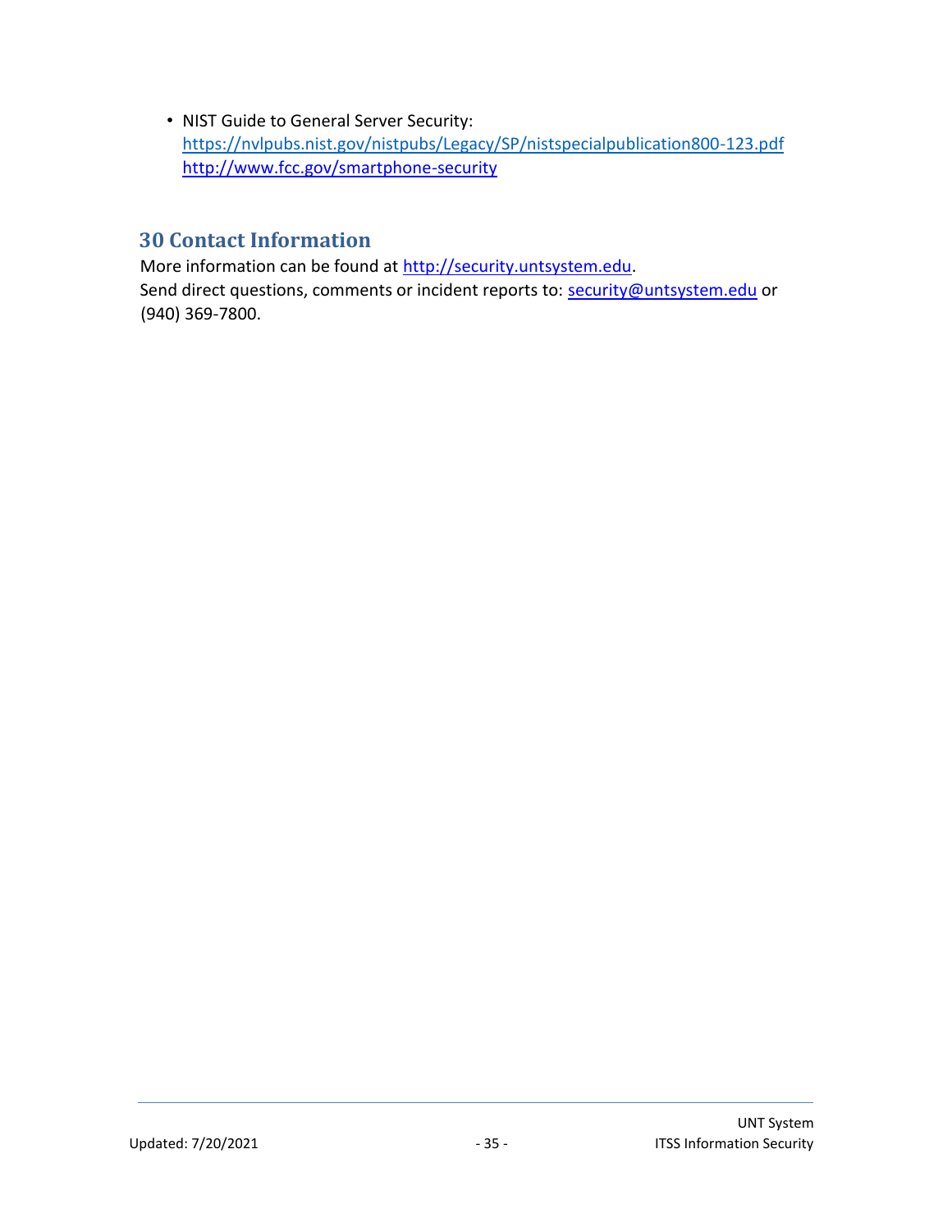- NIST Guide to General Server Security:
  https://nvlpubs.nist.gov/nistpubs/Legacy/SP/nistspecialpublication800-123.pdf
  http://www.fcc.gov/smartphone-security

# 30 Contact Information

More information can be found at http://security.untsystem.edu.
Send direct questions, comments or incident reports to: security@untsystem.edu or (940) 369-7800.